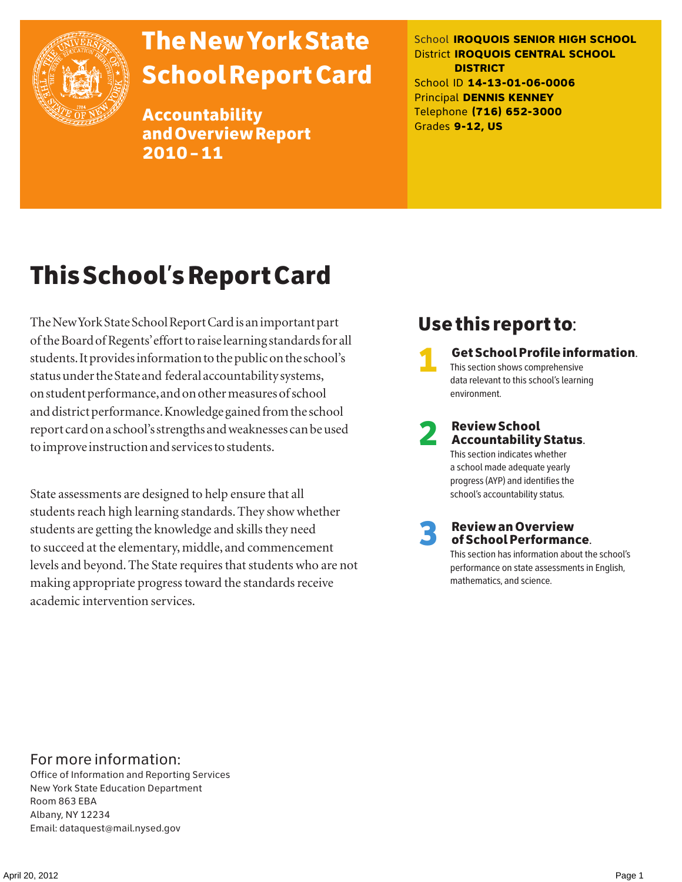# The New York State School Report Card

## Accountability and Overview Report 2010 – 11

School **IROQUOIS SENIOR HIGH SCHOOL**
District **IROQUOIS CENTRAL SCHOOL DISTRICT**
School ID **14-13-01-06-0006**
Principal **DENNIS KENNEY**
Telephone **(716) 652-3000**
Grades **9-12, US**

# This School's Report Card

The New York State School Report Card is an important part of the Board of Regents' effort to raise learning standards for all students. It provides information to the public on the school's status under the State and federal accountability systems, on student performance, and on other measures of school and district performance. Knowledge gained from the school report card on a school's strengths and weaknesses can be used to improve instruction and services to students.

State assessments are designed to help ensure that all students reach high learning standards. They show whether students are getting the knowledge and skills they need to succeed at the elementary, middle, and commencement levels and beyond. The State requires that students who are not making appropriate progress toward the standards receive academic intervention services.

## Use this report to:

1. **Get School Profile information.** This section shows comprehensive data relevant to this school's learning environment.
2. **Review School Accountability Status.** This section indicates whether a school made adequate yearly progress (AYP) and identifies the school's accountability status.
3. **Review an Overview of School Performance.** This section has information about the school's performance on state assessments in English, mathematics, and science.

For more information:
Office of Information and Reporting Services
New York State Education Department
Room 863 EBA
Albany, NY 12234
Email: dataquest@mail.nysed.gov

April 20, 2012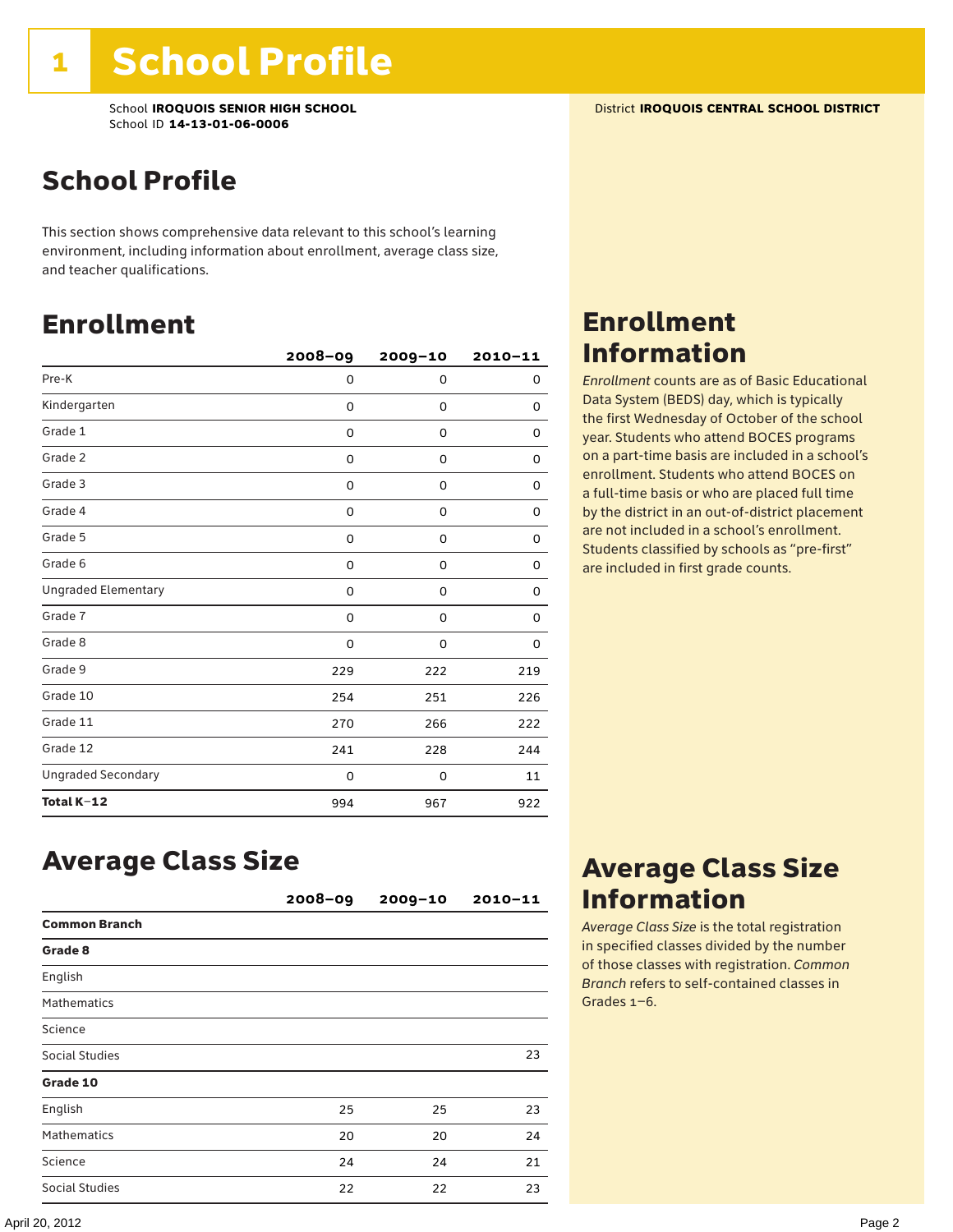# 1 School Profile

School **IROQUOIS SENIOR HIGH SCHOOL**
School ID **14-13-01-06-0006**

District **IROQUOIS CENTRAL SCHOOL DISTRICT**

## School Profile

This section shows comprehensive data relevant to this school's learning environment, including information about enrollment, average class size, and teacher qualifications.

## Enrollment

| | 2008–09 | 2009–10 | 2010–11 |
|---|---|---|---|
| Pre-K | 0 | 0 | 0 |
| Kindergarten | 0 | 0 | 0 |
| Grade 1 | 0 | 0 | 0 |
| Grade 2 | 0 | 0 | 0 |
| Grade 3 | 0 | 0 | 0 |
| Grade 4 | 0 | 0 | 0 |
| Grade 5 | 0 | 0 | 0 |
| Grade 6 | 0 | 0 | 0 |
| Ungraded Elementary | 0 | 0 | 0 |
| Grade 7 | 0 | 0 | 0 |
| Grade 8 | 0 | 0 | 0 |
| Grade 9 | 229 | 222 | 219 |
| Grade 10 | 254 | 251 | 226 |
| Grade 11 | 270 | 266 | 222 |
| Grade 12 | 241 | 228 | 244 |
| Ungraded Secondary | 0 | 0 | 11 |
| **Total K–12** | 994 | 967 | 922 |

## Enrollment Information

*Enrollment* counts are as of Basic Educational Data System (BEDS) day, which is typically the first Wednesday of October of the school year. Students who attend BOCES programs on a part-time basis are included in a school's enrollment. Students who attend BOCES on a full-time basis or who are placed full time by the district in an out-of-district placement are not included in a school's enrollment. Students classified by schools as "pre-first" are included in first grade counts.

## Average Class Size

| | 2008–09 | 2009–10 | 2010–11 |
|---|---|---|---|
| **Common Branch** | | | |
| **Grade 8** | | | |
| English | | | |
| Mathematics | | | |
| Science | | | |
| Social Studies | | | 23 |
| **Grade 10** | | | |
| English | 25 | 25 | 23 |
| Mathematics | 20 | 20 | 24 |
| Science | 24 | 24 | 21 |
| Social Studies | 22 | 22 | 23 |

## Average Class Size Information

*Average Class Size* is the total registration in specified classes divided by the number of those classes with registration. *Common Branch* refers to self-contained classes in Grades 1–6.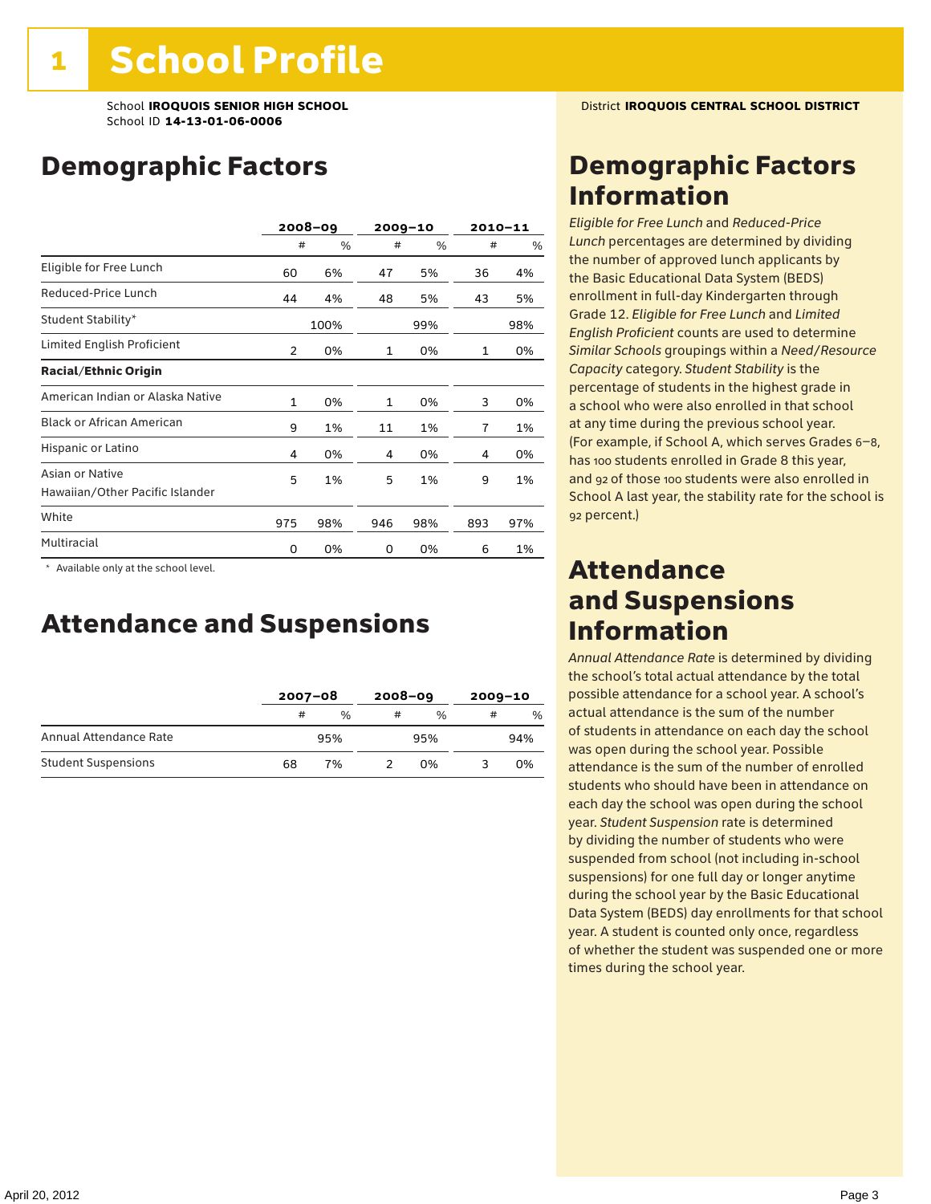# 1 School Profile

School **IROQUOIS SENIOR HIGH SCHOOL**
School ID **14-13-01-06-0006**

District **IROQUOIS CENTRAL SCHOOL DISTRICT**

## Demographic Factors

| | 2008–09 | | 2009–10 | | 2010–11 | |
|---|---|---|---|---|---|---|
| | # | % | # | % | # | % |
| Eligible for Free Lunch | 60 | 6% | 47 | 5% | 36 | 4% |
| Reduced-Price Lunch | 44 | 4% | 48 | 5% | 43 | 5% |
| Student Stability* | | 100% | | 99% | | 98% |
| Limited English Proficient | 2 | 0% | 1 | 0% | 1 | 0% |
| **Racial/Ethnic Origin** | | | | | | |
| American Indian or Alaska Native | 1 | 0% | 1 | 0% | 3 | 0% |
| Black or African American | 9 | 1% | 11 | 1% | 7 | 1% |
| Hispanic or Latino | 4 | 0% | 4 | 0% | 4 | 0% |
| Asian or Native Hawaiian/Other Pacific Islander | 5 | 1% | 5 | 1% | 9 | 1% |
| White | 975 | 98% | 946 | 98% | 893 | 97% |
| Multiracial | 0 | 0% | 0 | 0% | 6 | 1% |

\* Available only at the school level.

## Attendance and Suspensions

| | 2007–08 | | 2008–09 | | 2009–10 | |
|---|---|---|---|---|---|---|
| | # | % | # | % | # | % |
| Annual Attendance Rate | | 95% | | 95% | | 94% |
| Student Suspensions | 68 | 7% | 2 | 0% | 3 | 0% |

## Demographic Factors Information

*Eligible for Free Lunch* and *Reduced-Price Lunch* percentages are determined by dividing the number of approved lunch applicants by the Basic Educational Data System (BEDS) enrollment in full-day Kindergarten through Grade 12. *Eligible for Free Lunch* and *Limited English Proficient* counts are used to determine *Similar Schools* groupings within a *Need/Resource Capacity* category. *Student Stability* is the percentage of students in the highest grade in a school who were also enrolled in that school at any time during the previous school year. (For example, if School A, which serves Grades 6–8, has 100 students enrolled in Grade 8 this year, and 92 of those 100 students were also enrolled in School A last year, the stability rate for the school is 92 percent.)

## Attendance and Suspensions Information

*Annual Attendance Rate* is determined by dividing the school's total actual attendance by the total possible attendance for a school year. A school's actual attendance is the sum of the number of students in attendance on each day the school was open during the school year. Possible attendance is the sum of the number of enrolled students who should have been in attendance on each day the school was open during the school year. *Student Suspension* rate is determined by dividing the number of students who were suspended from school (not including in-school suspensions) for one full day or longer anytime during the school year by the Basic Educational Data System (BEDS) day enrollments for that school year. A student is counted only once, regardless of whether the student was suspended one or more times during the school year.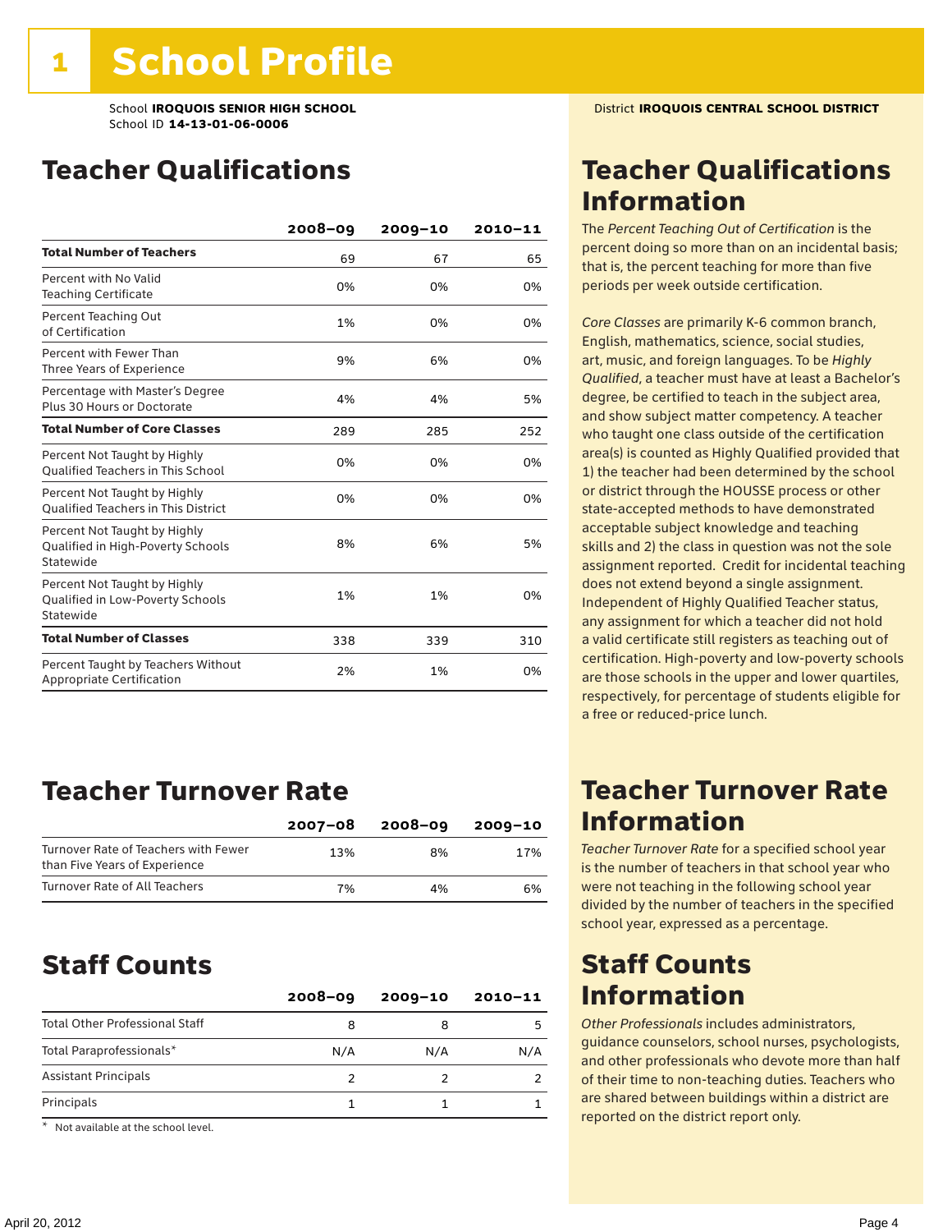# 1 School Profile

School **IROQUOIS SENIOR HIGH SCHOOL**
School ID **14-13-01-06-0006**

District **IROQUOIS CENTRAL SCHOOL DISTRICT**

## Teacher Qualifications

| | 2008–09 | 2009–10 | 2010–11 |
|---|---|---|---|
| **Total Number of Teachers** | 69 | 67 | 65 |
| Percent with No Valid Teaching Certificate | 0% | 0% | 0% |
| Percent Teaching Out of Certification | 1% | 0% | 0% |
| Percent with Fewer Than Three Years of Experience | 9% | 6% | 0% |
| Percentage with Master's Degree Plus 30 Hours or Doctorate | 4% | 4% | 5% |
| **Total Number of Core Classes** | 289 | 285 | 252 |
| Percent Not Taught by Highly Qualified Teachers in This School | 0% | 0% | 0% |
| Percent Not Taught by Highly Qualified Teachers in This District | 0% | 0% | 0% |
| Percent Not Taught by Highly Qualified in High-Poverty Schools Statewide | 8% | 6% | 5% |
| Percent Not Taught by Highly Qualified in Low-Poverty Schools Statewide | 1% | 1% | 0% |
| **Total Number of Classes** | 338 | 339 | 310 |
| Percent Taught by Teachers Without Appropriate Certification | 2% | 1% | 0% |

## Teacher Qualifications Information

The *Percent Teaching Out of Certification* is the percent doing so more than on an incidental basis; that is, the percent teaching for more than five periods per week outside certification.

*Core Classes* are primarily K-6 common branch, English, mathematics, science, social studies, art, music, and foreign languages. To be *Highly Qualified*, a teacher must have at least a Bachelor's degree, be certified to teach in the subject area, and show subject matter competency. A teacher who taught one class outside of the certification area(s) is counted as Highly Qualified provided that 1) the teacher had been determined by the school or district through the HOUSSE process or other state-accepted methods to have demonstrated acceptable subject knowledge and teaching skills and 2) the class in question was not the sole assignment reported. Credit for incidental teaching does not extend beyond a single assignment. Independent of Highly Qualified Teacher status, any assignment for which a teacher did not hold a valid certificate still registers as teaching out of certification. High-poverty and low-poverty schools are those schools in the upper and lower quartiles, respectively, for percentage of students eligible for a free or reduced-price lunch.

## Teacher Turnover Rate

| | 2007–08 | 2008–09 | 2009–10 |
|---|---|---|---|
| Turnover Rate of Teachers with Fewer than Five Years of Experience | 13% | 8% | 17% |
| Turnover Rate of All Teachers | 7% | 4% | 6% |

## Teacher Turnover Rate Information

*Teacher Turnover Rate* for a specified school year is the number of teachers in that school year who were not teaching in the following school year divided by the number of teachers in the specified school year, expressed as a percentage.

## Staff Counts

| | 2008–09 | 2009–10 | 2010–11 |
|---|---|---|---|
| Total Other Professional Staff | 8 | 8 | 5 |
| Total Paraprofessionals* | N/A | N/A | N/A |
| Assistant Principals | 2 | 2 | 2 |
| Principals | 1 | 1 | 1 |

\* Not available at the school level.

## Staff Counts Information

*Other Professionals* includes administrators, guidance counselors, school nurses, psychologists, and other professionals who devote more than half of their time to non-teaching duties. Teachers who are shared between buildings within a district are reported on the district report only.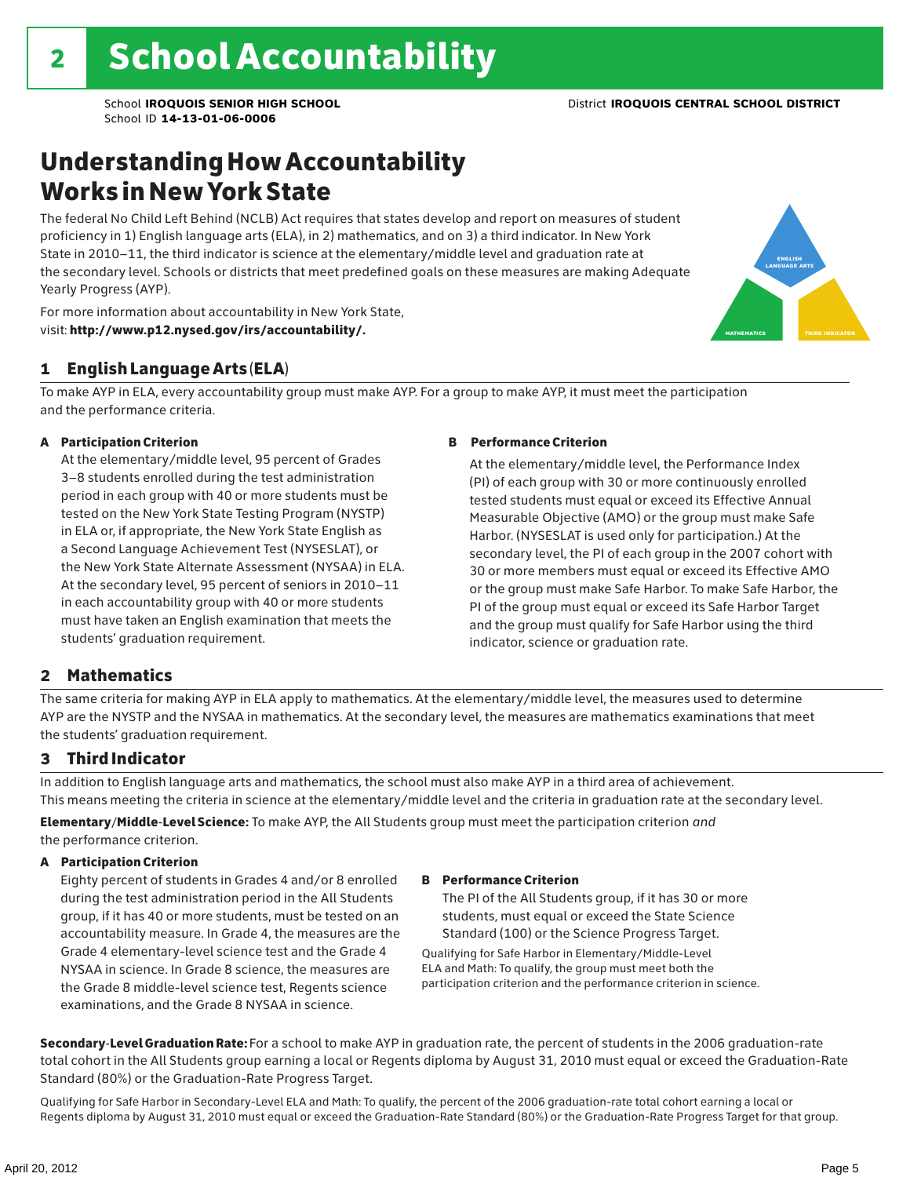# 2 School Accountability

School **IROQUOIS SENIOR HIGH SCHOOL**
School ID **14-13-01-06-0006**

District **IROQUOIS CENTRAL SCHOOL DISTRICT**

## Understanding How Accountability Works in New York State

The federal No Child Left Behind (NCLB) Act requires that states develop and report on measures of student proficiency in 1) English language arts (ELA), in 2) mathematics, and on 3) a third indicator. In New York State in 2010–11, the third indicator is science at the elementary/middle level and graduation rate at the secondary level. Schools or districts that meet predefined goals on these measures are making Adequate Yearly Progress (AYP).

For more information about accountability in New York State, visit: **http://www.p12.nysed.gov/irs/accountability/.**

ENGLISH LANGUAGE ARTS
MATHEMATICS
THIRD INDICATOR

### 1 English Language Arts (ELA)

To make AYP in ELA, every accountability group must make AYP. For a group to make AYP, it must meet the participation and the performance criteria.

**A Participation Criterion**

At the elementary/middle level, 95 percent of Grades 3–8 students enrolled during the test administration period in each group with 40 or more students must be tested on the New York State Testing Program (NYSTP) in ELA or, if appropriate, the New York State English as a Second Language Achievement Test (NYSESLAT), or the New York State Alternate Assessment (NYSAA) in ELA. At the secondary level, 95 percent of seniors in 2010–11 in each accountability group with 40 or more students must have taken an English examination that meets the students' graduation requirement.

**B Performance Criterion**

At the elementary/middle level, the Performance Index (PI) of each group with 30 or more continuously enrolled tested students must equal or exceed its Effective Annual Measurable Objective (AMO) or the group must make Safe Harbor. (NYSESLAT is used only for participation.) At the secondary level, the PI of each group in the 2007 cohort with 30 or more members must equal or exceed its Effective AMO or the group must make Safe Harbor. To make Safe Harbor, the PI of the group must equal or exceed its Safe Harbor Target and the group must qualify for Safe Harbor using the third indicator, science or graduation rate.

### 2 Mathematics

The same criteria for making AYP in ELA apply to mathematics. At the elementary/middle level, the measures used to determine AYP are the NYSTP and the NYSAA in mathematics. At the secondary level, the measures are mathematics examinations that meet the students' graduation requirement.

### 3 Third Indicator

In addition to English language arts and mathematics, the school must also make AYP in a third area of achievement. This means meeting the criteria in science at the elementary/middle level and the criteria in graduation rate at the secondary level.

**Elementary/Middle-Level Science:** To make AYP, the All Students group must meet the participation criterion *and* the performance criterion.

**A Participation Criterion**

Eighty percent of students in Grades 4 and/or 8 enrolled during the test administration period in the All Students group, if it has 40 or more students, must be tested on an accountability measure. In Grade 4, the measures are the Grade 4 elementary-level science test and the Grade 4 NYSAA in science. In Grade 8 science, the measures are the Grade 8 middle-level science test, Regents science examinations, and the Grade 8 NYSAA in science.

**B Performance Criterion**

The PI of the All Students group, if it has 30 or more students, must equal or exceed the State Science Standard (100) or the Science Progress Target.

Qualifying for Safe Harbor in Elementary/Middle-Level ELA and Math: To qualify, the group must meet both the participation criterion and the performance criterion in science.

**Secondary-Level Graduation Rate:** For a school to make AYP in graduation rate, the percent of students in the 2006 graduation-rate total cohort in the All Students group earning a local or Regents diploma by August 31, 2010 must equal or exceed the Graduation-Rate Standard (80%) or the Graduation-Rate Progress Target.

Qualifying for Safe Harbor in Secondary-Level ELA and Math: To qualify, the percent of the 2006 graduation-rate total cohort earning a local or Regents diploma by August 31, 2010 must equal or exceed the Graduation-Rate Standard (80%) or the Graduation-Rate Progress Target for that group.

April 20, 2012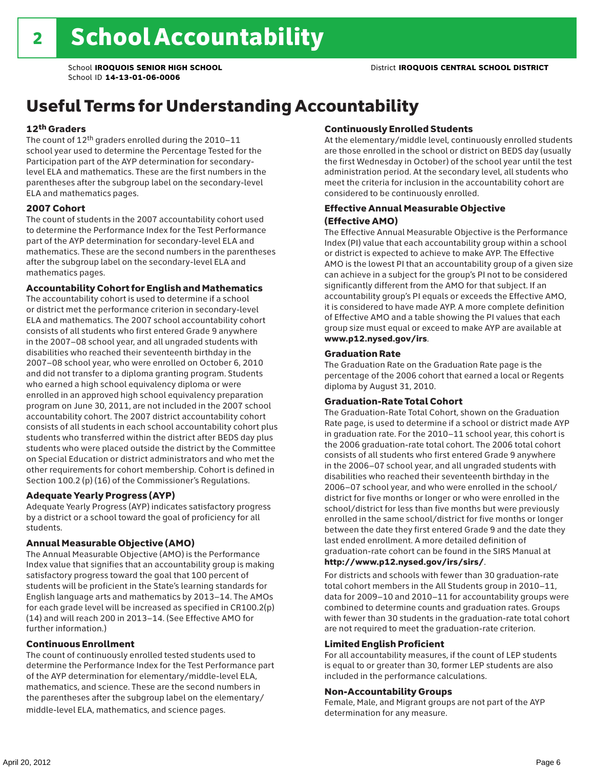# 2 School Accountability

School **IROQUOIS SENIOR HIGH SCHOOL**
School ID **14-13-01-06-0006**

District **IROQUOIS CENTRAL SCHOOL DISTRICT**

## Useful Terms for Understanding Accountability

### 12th Graders

The count of 12th graders enrolled during the 2010–11 school year used to determine the Percentage Tested for the Participation part of the AYP determination for secondary-level ELA and mathematics. These are the first numbers in the parentheses after the subgroup label on the secondary-level ELA and mathematics pages.

### 2007 Cohort

The count of students in the 2007 accountability cohort used to determine the Performance Index for the Test Performance part of the AYP determination for secondary-level ELA and mathematics. These are the second numbers in the parentheses after the subgroup label on the secondary-level ELA and mathematics pages.

### Accountability Cohort for English and Mathematics

The accountability cohort is used to determine if a school or district met the performance criterion in secondary-level ELA and mathematics. The 2007 school accountability cohort consists of all students who first entered Grade 9 anywhere in the 2007–08 school year, and all ungraded students with disabilities who reached their seventeenth birthday in the 2007–08 school year, who were enrolled on October 6, 2010 and did not transfer to a diploma granting program. Students who earned a high school equivalency diploma or were enrolled in an approved high school equivalency preparation program on June 30, 2011, are not included in the 2007 school accountability cohort. The 2007 district accountability cohort consists of all students in each school accountability cohort plus students who transferred within the district after BEDS day plus students who were placed outside the district by the Committee on Special Education or district administrators and who met the other requirements for cohort membership. Cohort is defined in Section 100.2 (p) (16) of the Commissioner's Regulations.

### Adequate Yearly Progress (AYP)

Adequate Yearly Progress (AYP) indicates satisfactory progress by a district or a school toward the goal of proficiency for all students.

### Annual Measurable Objective (AMO)

The Annual Measurable Objective (AMO) is the Performance Index value that signifies that an accountability group is making satisfactory progress toward the goal that 100 percent of students will be proficient in the State's learning standards for English language arts and mathematics by 2013–14. The AMOs for each grade level will be increased as specified in CR100.2(p)(14) and will reach 200 in 2013–14. (See Effective AMO for further information.)

### Continuous Enrollment

The count of continuously enrolled tested students used to determine the Performance Index for the Test Performance part of the AYP determination for elementary/middle-level ELA, mathematics, and science. These are the second numbers in the parentheses after the subgroup label on the elementary/middle-level ELA, mathematics, and science pages.

### Continuously Enrolled Students

At the elementary/middle level, continuously enrolled students are those enrolled in the school or district on BEDS day (usually the first Wednesday in October) of the school year until the test administration period. At the secondary level, all students who meet the criteria for inclusion in the accountability cohort are considered to be continuously enrolled.

### Effective Annual Measurable Objective (Effective AMO)

The Effective Annual Measurable Objective is the Performance Index (PI) value that each accountability group within a school or district is expected to achieve to make AYP. The Effective AMO is the lowest PI that an accountability group of a given size can achieve in a subject for the group's PI not to be considered significantly different from the AMO for that subject. If an accountability group's PI equals or exceeds the Effective AMO, it is considered to have made AYP. A more complete definition of Effective AMO and a table showing the PI values that each group size must equal or exceed to make AYP are available at **www.p12.nysed.gov/irs**.

### Graduation Rate

The Graduation Rate on the Graduation Rate page is the percentage of the 2006 cohort that earned a local or Regents diploma by August 31, 2010.

### Graduation-Rate Total Cohort

The Graduation-Rate Total Cohort, shown on the Graduation Rate page, is used to determine if a school or district made AYP in graduation rate. For the 2010–11 school year, this cohort is the 2006 graduation-rate total cohort. The 2006 total cohort consists of all students who first entered Grade 9 anywhere in the 2006–07 school year, and all ungraded students with disabilities who reached their seventeenth birthday in the 2006–07 school year, and who were enrolled in the school/district for five months or longer or who were enrolled in the school/district for less than five months but were previously enrolled in the same school/district for five months or longer between the date they first entered Grade 9 and the date they last ended enrollment. A more detailed definition of graduation-rate cohort can be found in the SIRS Manual at **http://www.p12.nysed.gov/irs/sirs/**.

For districts and schools with fewer than 30 graduation-rate total cohort members in the All Students group in 2010–11, data for 2009–10 and 2010–11 for accountability groups were combined to determine counts and graduation rates. Groups with fewer than 30 students in the graduation-rate total cohort are not required to meet the graduation-rate criterion.

### Limited English Proficient

For all accountability measures, if the count of LEP students is equal to or greater than 30, former LEP students are also included in the performance calculations.

### Non-Accountability Groups

Female, Male, and Migrant groups are not part of the AYP determination for any measure.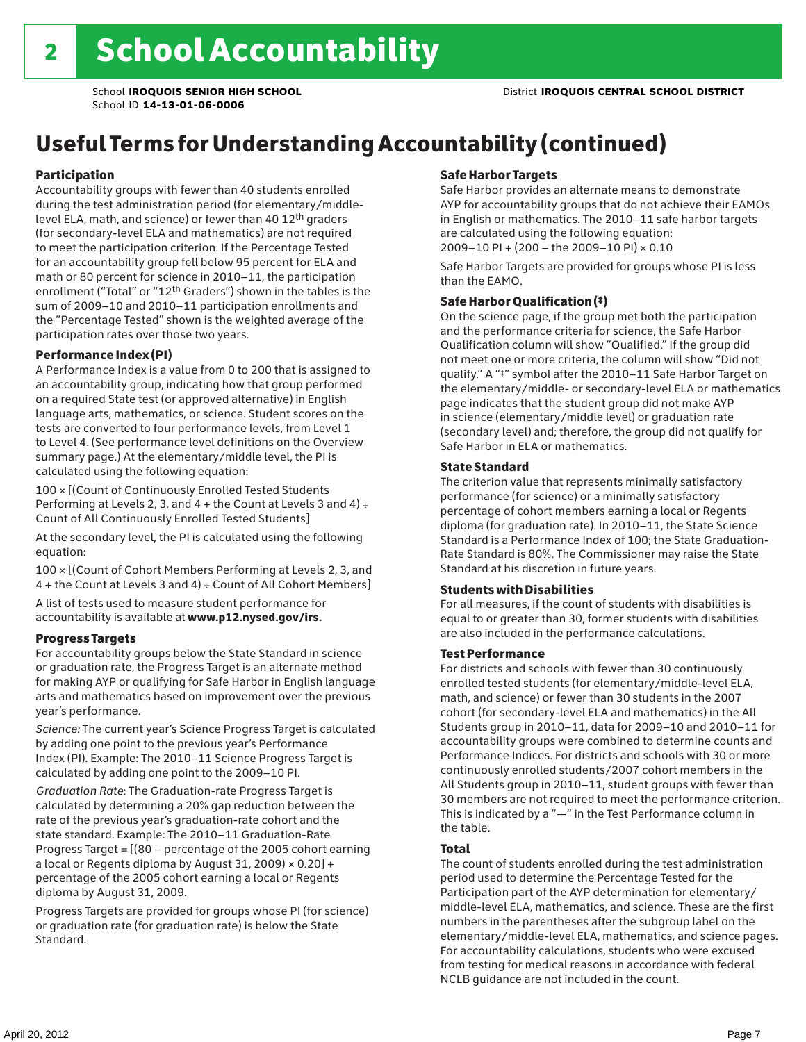# 2 School Accountability

School **IROQUOIS SENIOR HIGH SCHOOL**
School ID **14-13-01-06-0006**

District **IROQUOIS CENTRAL SCHOOL DISTRICT**

## Useful Terms for Understanding Accountability (continued)

### Participation

Accountability groups with fewer than 40 students enrolled during the test administration period (for elementary/middle-level ELA, math, and science) or fewer than 40 12th graders (for secondary-level ELA and mathematics) are not required to meet the participation criterion. If the Percentage Tested for an accountability group fell below 95 percent for ELA and math or 80 percent for science in 2010–11, the participation enrollment ("Total" or "12th Graders") shown in the tables is the sum of 2009–10 and 2010–11 participation enrollments and the "Percentage Tested" shown is the weighted average of the participation rates over those two years.

### Performance Index (PI)

A Performance Index is a value from 0 to 200 that is assigned to an accountability group, indicating how that group performed on a required State test (or approved alternative) in English language arts, mathematics, or science. Student scores on the tests are converted to four performance levels, from Level 1 to Level 4. (See performance level definitions on the Overview summary page.) At the elementary/middle level, the PI is calculated using the following equation:

100 × [(Count of Continuously Enrolled Tested Students Performing at Levels 2, 3, and 4 + the Count at Levels 3 and 4) ÷ Count of All Continuously Enrolled Tested Students]

At the secondary level, the PI is calculated using the following equation:

100 × [(Count of Cohort Members Performing at Levels 2, 3, and 4 + the Count at Levels 3 and 4) ÷ Count of All Cohort Members]

A list of tests used to measure student performance for accountability is available at **www.p12.nysed.gov/irs.**

### Progress Targets

For accountability groups below the State Standard in science or graduation rate, the Progress Target is an alternate method for making AYP or qualifying for Safe Harbor in English language arts and mathematics based on improvement over the previous year's performance.

*Science:* The current year's Science Progress Target is calculated by adding one point to the previous year's Performance Index (PI). Example: The 2010–11 Science Progress Target is calculated by adding one point to the 2009–10 PI.

*Graduation Rate*: The Graduation-rate Progress Target is calculated by determining a 20% gap reduction between the rate of the previous year's graduation-rate cohort and the state standard. Example: The 2010–11 Graduation-Rate Progress Target = [(80 – percentage of the 2005 cohort earning a local or Regents diploma by August 31, 2009) × 0.20] + percentage of the 2005 cohort earning a local or Regents diploma by August 31, 2009.

Progress Targets are provided for groups whose PI (for science) or graduation rate (for graduation rate) is below the State Standard.

### Safe Harbor Targets

Safe Harbor provides an alternate means to demonstrate AYP for accountability groups that do not achieve their EAMOs in English or mathematics. The 2010–11 safe harbor targets are calculated using the following equation:
2009–10 PI + (200 – the 2009–10 PI) × 0.10

Safe Harbor Targets are provided for groups whose PI is less than the EAMO.

### Safe Harbor Qualification (‡)

On the science page, if the group met both the participation and the performance criteria for science, the Safe Harbor Qualification column will show "Qualified." If the group did not meet one or more criteria, the column will show "Did not qualify." A "‡" symbol after the 2010–11 Safe Harbor Target on the elementary/middle- or secondary-level ELA or mathematics page indicates that the student group did not make AYP in science (elementary/middle level) or graduation rate (secondary level) and; therefore, the group did not qualify for Safe Harbor in ELA or mathematics.

### State Standard

The criterion value that represents minimally satisfactory performance (for science) or a minimally satisfactory percentage of cohort members earning a local or Regents diploma (for graduation rate). In 2010–11, the State Science Standard is a Performance Index of 100; the State Graduation-Rate Standard is 80%. The Commissioner may raise the State Standard at his discretion in future years.

### Students with Disabilities

For all measures, if the count of students with disabilities is equal to or greater than 30, former students with disabilities are also included in the performance calculations.

### Test Performance

For districts and schools with fewer than 30 continuously enrolled tested students (for elementary/middle-level ELA, math, and science) or fewer than 30 students in the 2007 cohort (for secondary-level ELA and mathematics) in the All Students group in 2010–11, data for 2009–10 and 2010–11 for accountability groups were combined to determine counts and Performance Indices. For districts and schools with 30 or more continuously enrolled students/2007 cohort members in the All Students group in 2010–11, student groups with fewer than 30 members are not required to meet the performance criterion. This is indicated by a "—" in the Test Performance column in the table.

### Total

The count of students enrolled during the test administration period used to determine the Percentage Tested for the Participation part of the AYP determination for elementary/middle-level ELA, mathematics, and science. These are the first numbers in the parentheses after the subgroup label on the elementary/middle-level ELA, mathematics, and science pages. For accountability calculations, students who were excused from testing for medical reasons in accordance with federal NCLB guidance are not included in the count.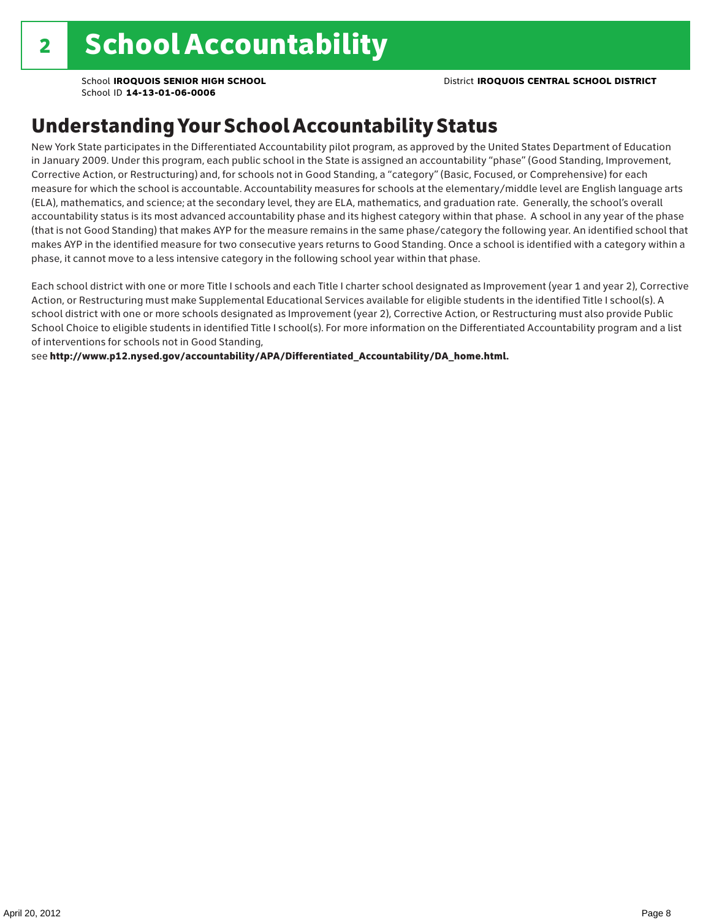# 2 School Accountability

School **IROQUOIS SENIOR HIGH SCHOOL**
School ID **14-13-01-06-0006**

District **IROQUOIS CENTRAL SCHOOL DISTRICT**

## Understanding Your School Accountability Status

New York State participates in the Differentiated Accountability pilot program, as approved by the United States Department of Education in January 2009. Under this program, each public school in the State is assigned an accountability "phase" (Good Standing, Improvement, Corrective Action, or Restructuring) and, for schools not in Good Standing, a "category" (Basic, Focused, or Comprehensive) for each measure for which the school is accountable. Accountability measures for schools at the elementary/middle level are English language arts (ELA), mathematics, and science; at the secondary level, they are ELA, mathematics, and graduation rate. Generally, the school's overall accountability status is its most advanced accountability phase and its highest category within that phase. A school in any year of the phase (that is not Good Standing) that makes AYP for the measure remains in the same phase/category the following year. An identified school that makes AYP in the identified measure for two consecutive years returns to Good Standing. Once a school is identified with a category within a phase, it cannot move to a less intensive category in the following school year within that phase.

Each school district with one or more Title I schools and each Title I charter school designated as Improvement (year 1 and year 2), Corrective Action, or Restructuring must make Supplemental Educational Services available for eligible students in the identified Title I school(s). A school district with one or more schools designated as Improvement (year 2), Corrective Action, or Restructuring must also provide Public School Choice to eligible students in identified Title I school(s). For more information on the Differentiated Accountability program and a list of interventions for schools not in Good Standing,
see **http://www.p12.nysed.gov/accountability/APA/Differentiated_Accountability/DA_home.html.**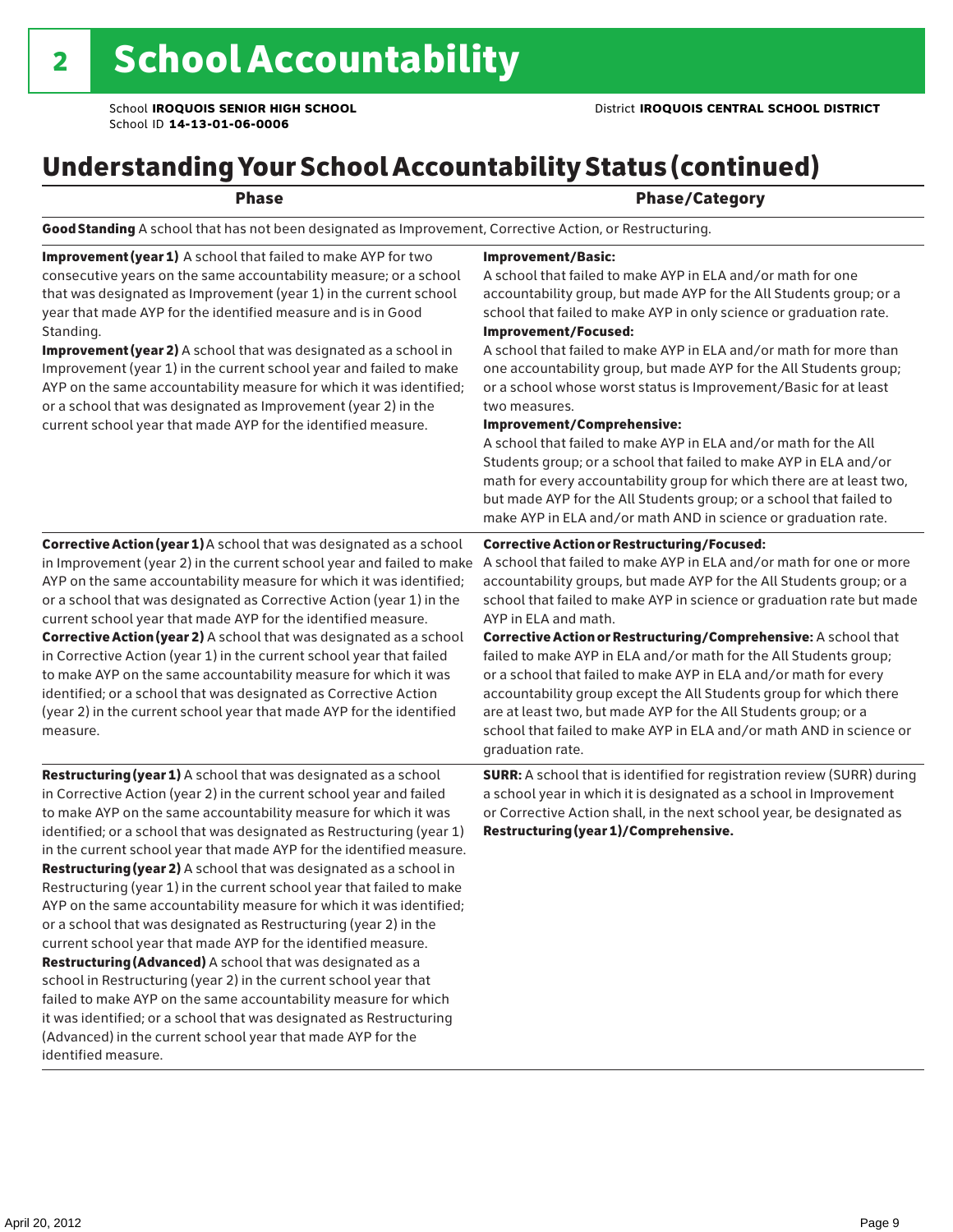# 2 School Accountability

School **IROQUOIS SENIOR HIGH SCHOOL**
School ID **14-13-01-06-0006**

District **IROQUOIS CENTRAL SCHOOL DISTRICT**

## Understanding Your School Accountability Status (continued)

| Phase | Phase/Category |
| --- | --- |
| **Good Standing** A school that has not been designated as Improvement, Corrective Action, or Restructuring. | |
| **Improvement (year 1)** A school that failed to make AYP for two consecutive years on the same accountability measure; or a school that was designated as Improvement (year 1) in the current school year that made AYP for the identified measure and is in Good Standing.<br>**Improvement (year 2)** A school that was designated as a school in Improvement (year 1) in the current school year and failed to make AYP on the same accountability measure for which it was identified; or a school that was designated as Improvement (year 2) in the current school year that made AYP for the identified measure. | **Improvement/Basic:**<br>A school that failed to make AYP in ELA and/or math for one accountability group, but made AYP for the All Students group; or a school that failed to make AYP in only science or graduation rate.<br>**Improvement/Focused:**<br>A school that failed to make AYP in ELA and/or math for more than one accountability group, but made AYP for the All Students group; or a school whose worst status is Improvement/Basic for at least two measures.<br>**Improvement/Comprehensive:**<br>A school that failed to make AYP in ELA and/or math for the All Students group; or a school that failed to make AYP in ELA and/or math for every accountability group for which there are at least two, but made AYP for the All Students group; or a school that failed to make AYP in ELA and/or math AND in science or graduation rate. |
| **Corrective Action (year 1)** A school that was designated as a school in Improvement (year 2) in the current school year and failed to make AYP on the same accountability measure for which it was identified; or a school that was designated as Corrective Action (year 1) in the current school year that made AYP for the identified measure.<br>**Corrective Action (year 2)** A school that was designated as a school in Corrective Action (year 1) in the current school year that failed to make AYP on the same accountability measure for which it was identified; or a school that was designated as Corrective Action (year 2) in the current school year that made AYP for the identified measure. | **Corrective Action or Restructuring/Focused:**<br>A school that failed to make AYP in ELA and/or math for one or more accountability groups, but made AYP for the All Students group; or a school that failed to make AYP in science or graduation rate but made AYP in ELA and math.<br>**Corrective Action or Restructuring/Comprehensive:** A school that failed to make AYP in ELA and/or math for the All Students group; or a school that failed to make AYP in ELA and/or math for every accountability group except the All Students group for which there are at least two, but made AYP for the All Students group; or a school that failed to make AYP in ELA and/or math AND in science or graduation rate. |
| **Restructuring (year 1)** A school that was designated as a school in Corrective Action (year 2) in the current school year and failed to make AYP on the same accountability measure for which it was identified; or a school that was designated as Restructuring (year 1) in the current school year that made AYP for the identified measure.<br>**Restructuring (year 2)** A school that was designated as a school in Restructuring (year 1) in the current school year that failed to make AYP on the same accountability measure for which it was identified; or a school that was designated as Restructuring (year 2) in the current school year that made AYP for the identified measure.<br>**Restructuring (Advanced)** A school that was designated as a school in Restructuring (year 2) in the current school year that failed to make AYP on the same accountability measure for which it was identified; or a school that was designated as Restructuring (Advanced) in the current school year that made AYP for the identified measure. | **SURR:** A school that is identified for registration review (SURR) during a school year in which it is designated as a school in Improvement or Corrective Action shall, in the next school year, be designated as **Restructuring (year 1)/Comprehensive.** |

April 20, 2012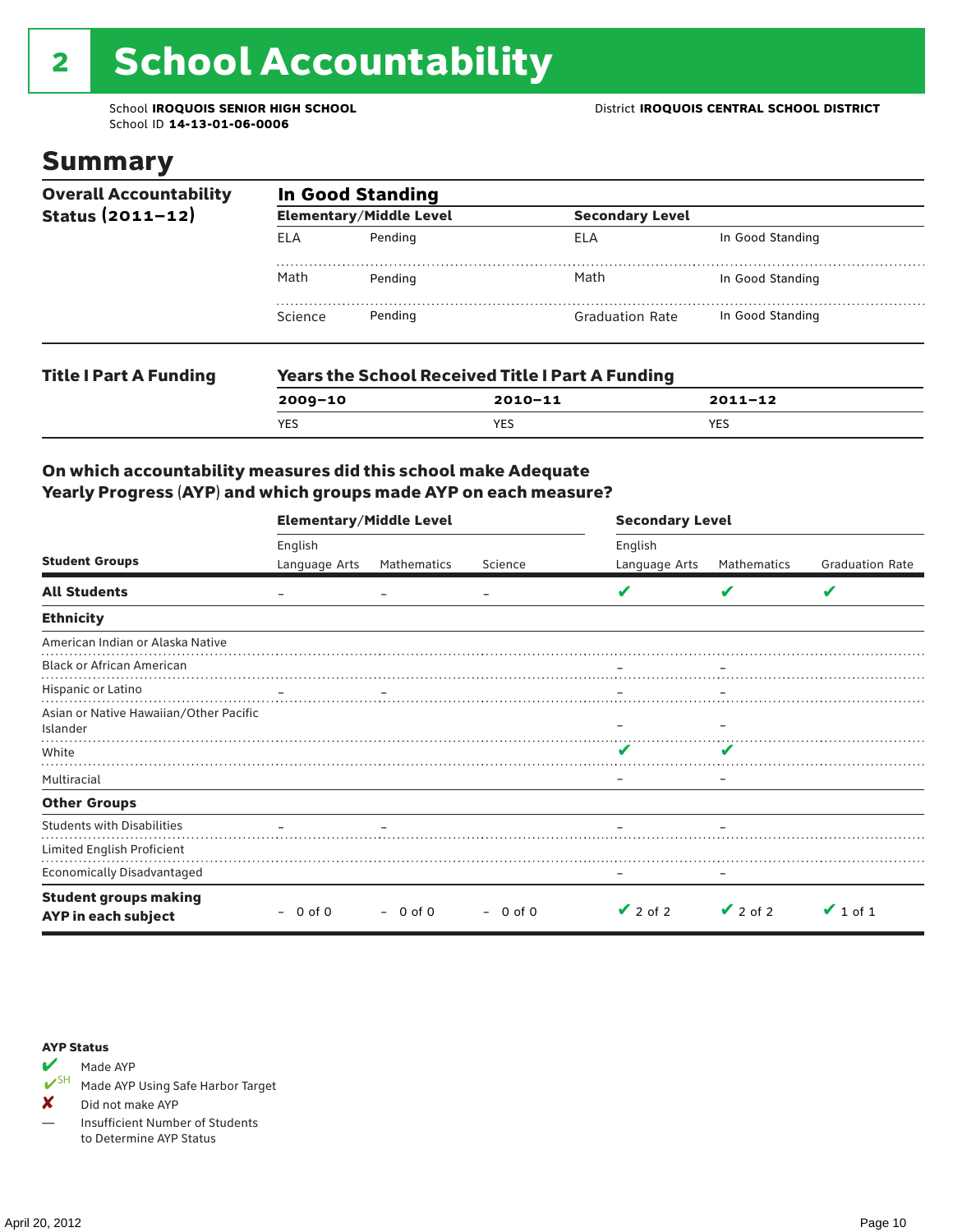# 2 School Accountability

School **IROQUOIS SENIOR HIGH SCHOOL**
School ID **14-13-01-06-0006**

District **IROQUOIS CENTRAL SCHOOL DISTRICT**

## Summary

| Overall Accountability Status (2011–12) | In Good Standing | | | |
|---|---|---|---|---|
| | **Elementary/Middle Level** | | **Secondary Level** | |
| | ELA | Pending | ELA | In Good Standing |
| | Math | Pending | Math | In Good Standing |
| | Science | Pending | Graduation Rate | In Good Standing |

| Title I Part A Funding | Years the School Received Title I Part A Funding | | |
|---|---|---|---|
| | **2009–10** | **2010–11** | **2011–12** |
| | YES | YES | YES |

### On which accountability measures did this school make Adequate Yearly Progress (AYP) and which groups made AYP on each measure?

| | Elementary/Middle Level | | | Secondary Level | | |
|---|---|---|---|---|---|---|
| **Student Groups** | English Language Arts | Mathematics | Science | English Language Arts | Mathematics | Graduation Rate |
| **All Students** | – | – | – | ✔ | ✔ | ✔ |
| **Ethnicity** | | | | | | |
| American Indian or Alaska Native | | | | | | |
| Black or African American | | | | – | – | |
| Hispanic or Latino | – | – | | – | – | |
| Asian or Native Hawaiian/Other Pacific Islander | | | | – | – | |
| White | | | | ✔ | ✔ | |
| Multiracial | | | | – | – | |
| **Other Groups** | | | | | | |
| Students with Disabilities | – | – | | – | – | |
| Limited English Proficient | | | | | | |
| Economically Disadvantaged | | | | – | – | |
| **Student groups making AYP in each subject** | – 0 of 0 | – 0 of 0 | – 0 of 0 | ✔ 2 of 2 | ✔ 2 of 2 | ✔ 1 of 1 |

**AYP Status**

- ✔ Made AYP
- ✔SH Made AYP Using Safe Harbor Target
- ✘ Did not make AYP
- — Insufficient Number of Students to Determine AYP Status

April 20, 2012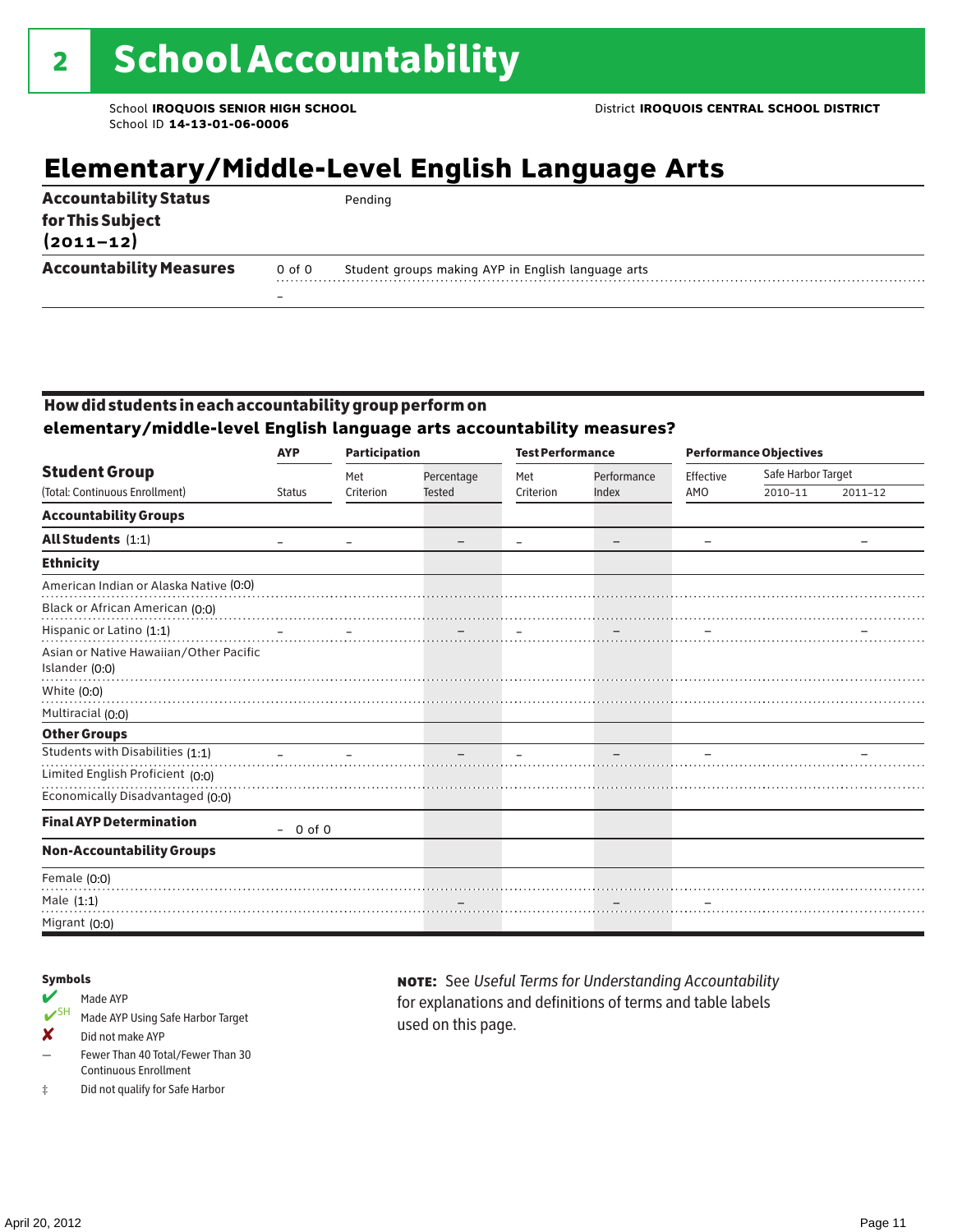# 2 School Accountability

School **IROQUOIS SENIOR HIGH SCHOOL**
School ID **14-13-01-06-0006**

District **IROQUOIS CENTRAL SCHOOL DISTRICT**

## Elementary/Middle-Level English Language Arts

| | | |
|---|---|---|
| **Accountability Status for This Subject (2011–12)** | | Pending |
| **Accountability Measures** | 0 of 0 | Student groups making AYP in English language arts |
| | – | |

### How did students in each accountability group perform on elementary/middle-level English language arts accountability measures?

| Student Group (Total: Continuous Enrollment) | AYP Status | Participation: Met Criterion | Participation: Percentage Tested | Test Performance: Met Criterion | Test Performance: Performance Index | Performance Objectives: Effective AMO | Safe Harbor Target 2010–11 | Safe Harbor Target 2011–12 |
|---|---|---|---|---|---|---|---|---|
| **Accountability Groups** | | | | | | | | |
| **All Students** (1:1) | – | – | – | – | – | – | | – |
| **Ethnicity** | | | | | | | | |
| American Indian or Alaska Native (0:0) | | | | | | | | |
| Black or African American (0:0) | | | | | | | | |
| Hispanic or Latino (1:1) | – | – | – | – | – | – | | – |
| Asian or Native Hawaiian/Other Pacific Islander (0:0) | | | | | | | | |
| White (0:0) | | | | | | | | |
| Multiracial (0:0) | | | | | | | | |
| **Other Groups** | | | | | | | | |
| Students with Disabilities (1:1) | – | – | – | – | – | – | | – |
| Limited English Proficient (0:0) | | | | | | | | |
| Economically Disadvantaged (0:0) | | | | | | | | |
| **Final AYP Determination** | – 0 of 0 | | | | | | | |
| **Non-Accountability Groups** | | | | | | | | |
| Female (0:0) | | | | | | | | |
| Male (1:1) | | | – | | – | – | | |
| Migrant (0:0) | | | | | | | | |

**Symbols**

- ✔ Made AYP
- ✔SH Made AYP Using Safe Harbor Target
- ✘ Did not make AYP
- — Fewer Than 40 Total/Fewer Than 30 Continuous Enrollment
- ‡ Did not qualify for Safe Harbor

**NOTE:** See *Useful Terms for Understanding Accountability* for explanations and definitions of terms and table labels used on this page.

April 20, 2012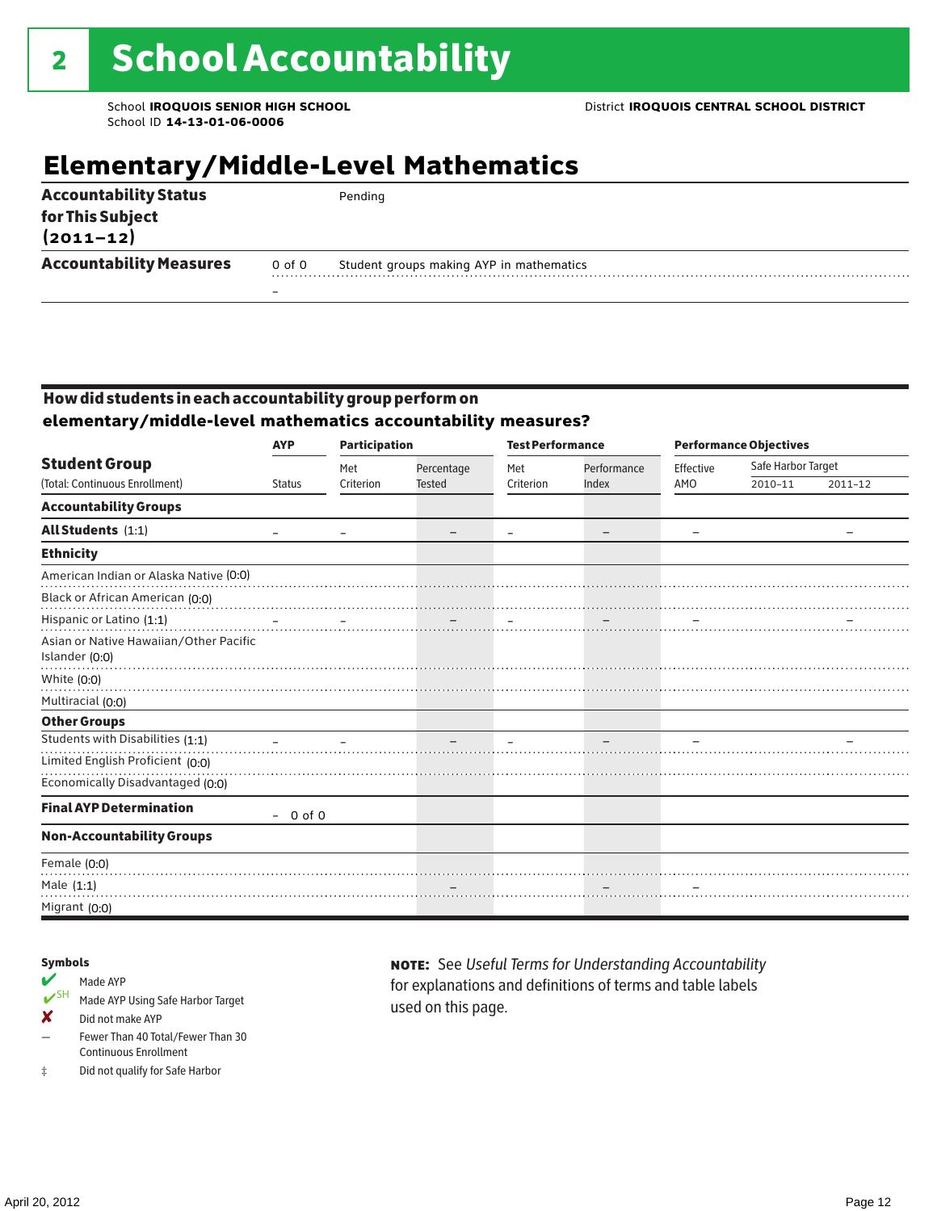# 2 School Accountability

School **IROQUOIS SENIOR HIGH SCHOOL**
School ID **14-13-01-06-0006**

District **IROQUOIS CENTRAL SCHOOL DISTRICT**

## Elementary/Middle-Level Mathematics

| | | |
|---|---|---|
| **Accountability Status for This Subject (2011–12)** | | Pending |
| **Accountability Measures** | 0 of 0 | Student groups making AYP in mathematics |
| | – | |

### How did students in each accountability group perform on elementary/middle-level mathematics accountability measures?

| Student Group (Total: Continuous Enrollment) | AYP Status | Participation: Met Criterion | Participation: Percentage Tested | Test Performance: Met Criterion | Test Performance: Performance Index | Performance Objectives: Effective AMO | Safe Harbor Target 2010–11 | Safe Harbor Target 2011–12 |
|---|---|---|---|---|---|---|---|---|
| **Accountability Groups** | | | | | | | | |
| **All Students** (1:1) | – | – | – | – | – | – | | – |
| **Ethnicity** | | | | | | | | |
| American Indian or Alaska Native (0:0) | | | | | | | | |
| Black or African American (0:0) | | | | | | | | |
| Hispanic or Latino (1:1) | – | – | – | – | – | – | | – |
| Asian or Native Hawaiian/Other Pacific Islander (0:0) | | | | | | | | |
| White (0:0) | | | | | | | | |
| Multiracial (0:0) | | | | | | | | |
| **Other Groups** | | | | | | | | |
| Students with Disabilities (1:1) | – | – | – | – | – | – | | – |
| Limited English Proficient (0:0) | | | | | | | | |
| Economically Disadvantaged (0:0) | | | | | | | | |
| **Final AYP Determination** | – 0 of 0 | | | | | | | |
| **Non-Accountability Groups** | | | | | | | | |
| Female (0:0) | | | | | | | | |
| Male (1:1) | | | – | | – | – | | |
| Migrant (0:0) | | | | | | | | |

**Symbols**

- ✔ Made AYP
- ✔SH Made AYP Using Safe Harbor Target
- ✘ Did not make AYP
- – Fewer Than 40 Total/Fewer Than 30 Continuous Enrollment
- ‡ Did not qualify for Safe Harbor

**NOTE:** See *Useful Terms for Understanding Accountability* for explanations and definitions of terms and table labels used on this page.

April 20, 2012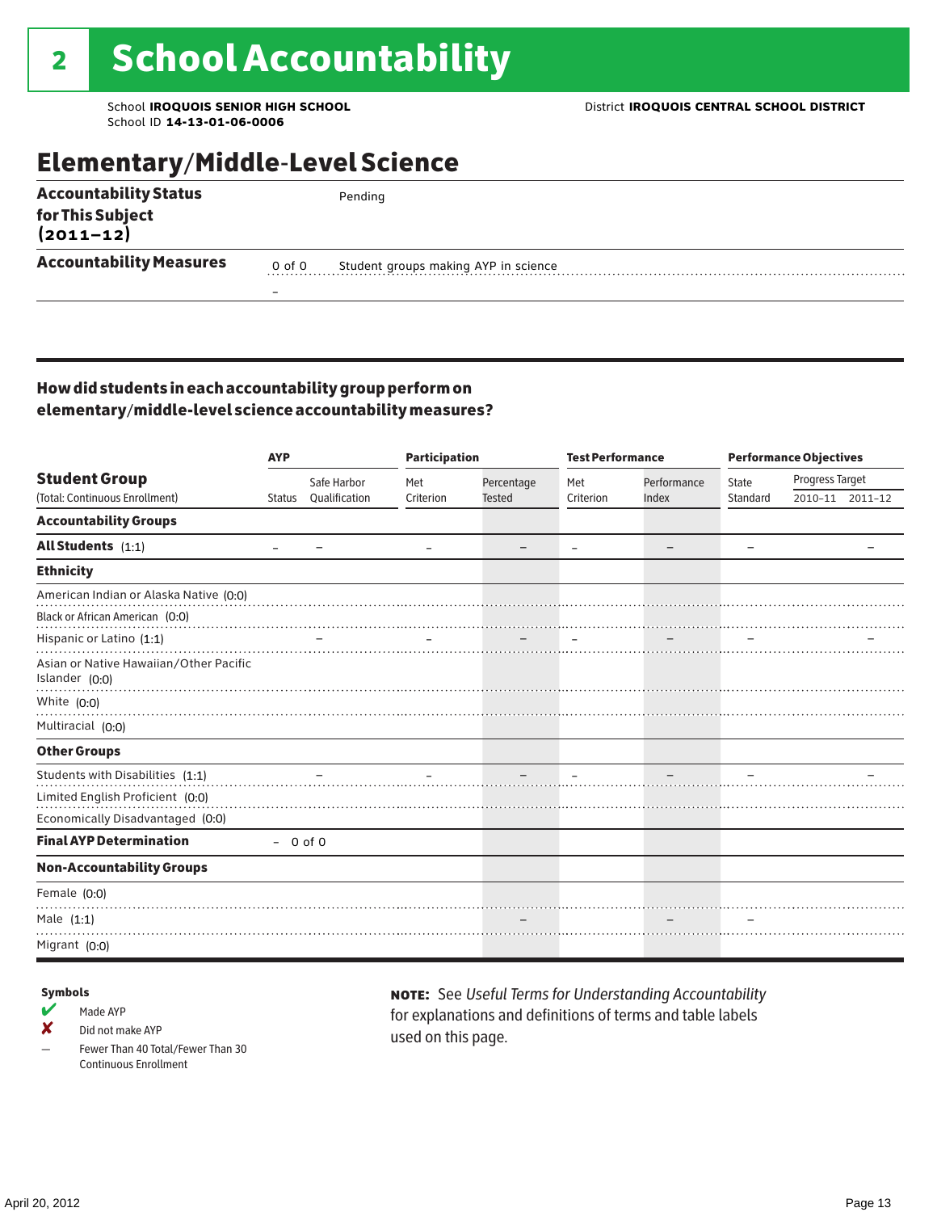# 2 School Accountability

School **IROQUOIS SENIOR HIGH SCHOOL**
School ID **14-13-01-06-0006**

District **IROQUOIS CENTRAL SCHOOL DISTRICT**

## Elementary/Middle-Level Science

| | | |
|---|---|---|
| **Accountability Status for This Subject (2011–12)** | | Pending |
| **Accountability Measures** | 0 of 0 | Student groups making AYP in science |
| | – | |

### How did students in each accountability group perform on elementary/middle-level science accountability measures?

| Student Group (Total: Continuous Enrollment) | AYP | | Participation | | Test Performance | | Performance Objectives | | |
|---|---|---|---|---|---|---|---|---|---|
| | Status | Safe Harbor Qualification | Met Criterion | Percentage Tested | Met Criterion | Performance Index | State Standard | Progress Target 2010–11 | Progress Target 2011–12 |
| **Accountability Groups** | | | | | | | | | |
| **All Students** (1:1) | – | – | – | – | – | – | – | | – |
| **Ethnicity** | | | | | | | | | |
| American Indian or Alaska Native (0:0) | | | | | | | | | |
| Black or African American (0:0) | | | | | | | | | |
| Hispanic or Latino (1:1) | | – | – | – | – | – | – | | – |
| Asian or Native Hawaiian/Other Pacific Islander (0:0) | | | | | | | | | |
| White (0:0) | | | | | | | | | |
| Multiracial (0:0) | | | | | | | | | |
| **Other Groups** | | | | | | | | | |
| Students with Disabilities (1:1) | | – | – | – | – | – | – | | – |
| Limited English Proficient (0:0) | | | | | | | | | |
| Economically Disadvantaged (0:0) | | | | | | | | | |
| **Final AYP Determination** | – 0 of 0 | | | | | | | | |
| **Non-Accountability Groups** | | | | | | | | | |
| Female (0:0) | | | | | | | | | |
| Male (1:1) | | | | – | | – | – | | |
| Migrant (0:0) | | | | | | | | | |

**Symbols**

- ✔ Made AYP
- ✘ Did not make AYP
- – Fewer Than 40 Total/Fewer Than 30 Continuous Enrollment

**NOTE:** See *Useful Terms for Understanding Accountability* for explanations and definitions of terms and table labels used on this page.

April 20, 2012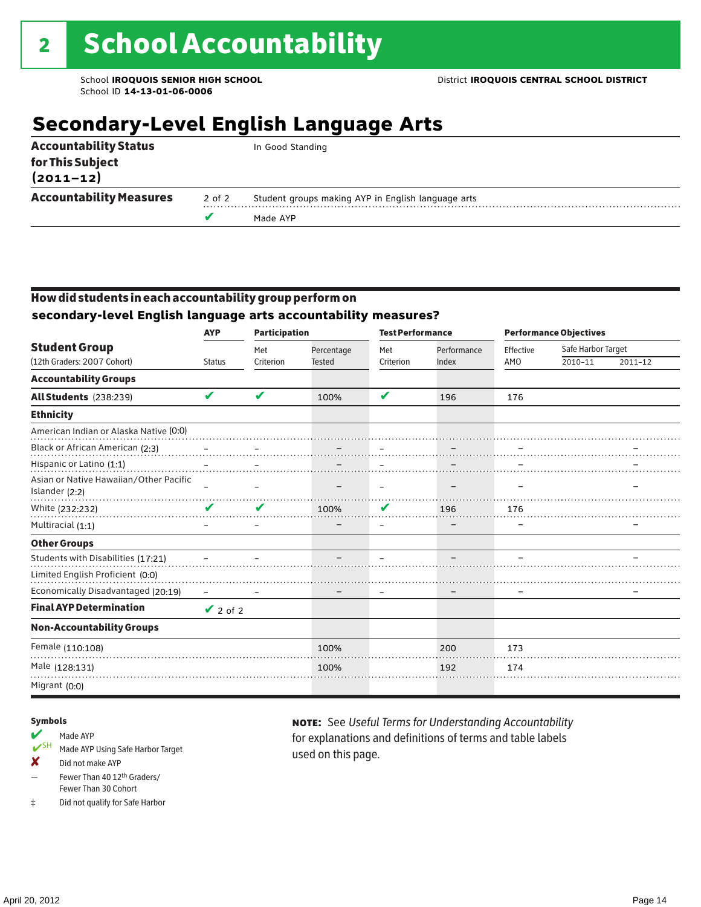# 2 School Accountability

School **IROQUOIS SENIOR HIGH SCHOOL**
School ID **14-13-01-06-0006**

District **IROQUOIS CENTRAL SCHOOL DISTRICT**

## Secondary-Level English Language Arts

| | | |
|---|---|---|
| **Accountability Status for This Subject (2011–12)** | | In Good Standing |
| **Accountability Measures** | 2 of 2 | Student groups making AYP in English language arts |
| | ✔ | Made AYP |

### How did students in each accountability group perform on secondary-level English language arts accountability measures?

| Student Group (12th Graders: 2007 Cohort) | AYP | Participation | | Test Performance | | Performance Objectives | | |
|---|---|---|---|---|---|---|---|---|
| | Status | Met Criterion | Percentage Tested | Met Criterion | Performance Index | Effective AMO | Safe Harbor Target 2010–11 | Safe Harbor Target 2011–12 |
| **Accountability Groups** | | | | | | | | |
| **All Students** (238:239) | ✔ | ✔ | 100% | ✔ | 196 | 176 | | |
| **Ethnicity** | | | | | | | | |
| American Indian or Alaska Native (0:0) | | | | | | | | |
| Black or African American (2:3) | – | – | – | – | – | – | | – |
| Hispanic or Latino (1:1) | – | – | – | – | – | – | | – |
| Asian or Native Hawaiian/Other Pacific Islander (2:2) | – | – | – | – | – | – | | – |
| White (232:232) | ✔ | ✔ | 100% | ✔ | 196 | 176 | | |
| Multiracial (1:1) | – | – | – | – | – | – | | – |
| **Other Groups** | | | | | | | | |
| Students with Disabilities (17:21) | – | – | – | – | – | – | | – |
| Limited English Proficient (0:0) | | | | | | | | |
| Economically Disadvantaged (20:19) | – | – | – | – | – | – | | – |
| **Final AYP Determination** | ✔ 2 of 2 | | | | | | | |
| **Non-Accountability Groups** | | | | | | | | |
| Female (110:108) | | | 100% | | 200 | 173 | | |
| Male (128:131) | | | 100% | | 192 | 174 | | |
| Migrant (0:0) | | | | | | | | |

**Symbols**

- ✔ Made AYP
- ✔SH Made AYP Using Safe Harbor Target
- ✘ Did not make AYP
- — Fewer Than 40 12th Graders/ Fewer Than 30 Cohort
- ‡ Did not qualify for Safe Harbor

**NOTE:** See *Useful Terms for Understanding Accountability* for explanations and definitions of terms and table labels used on this page.

April 20, 2012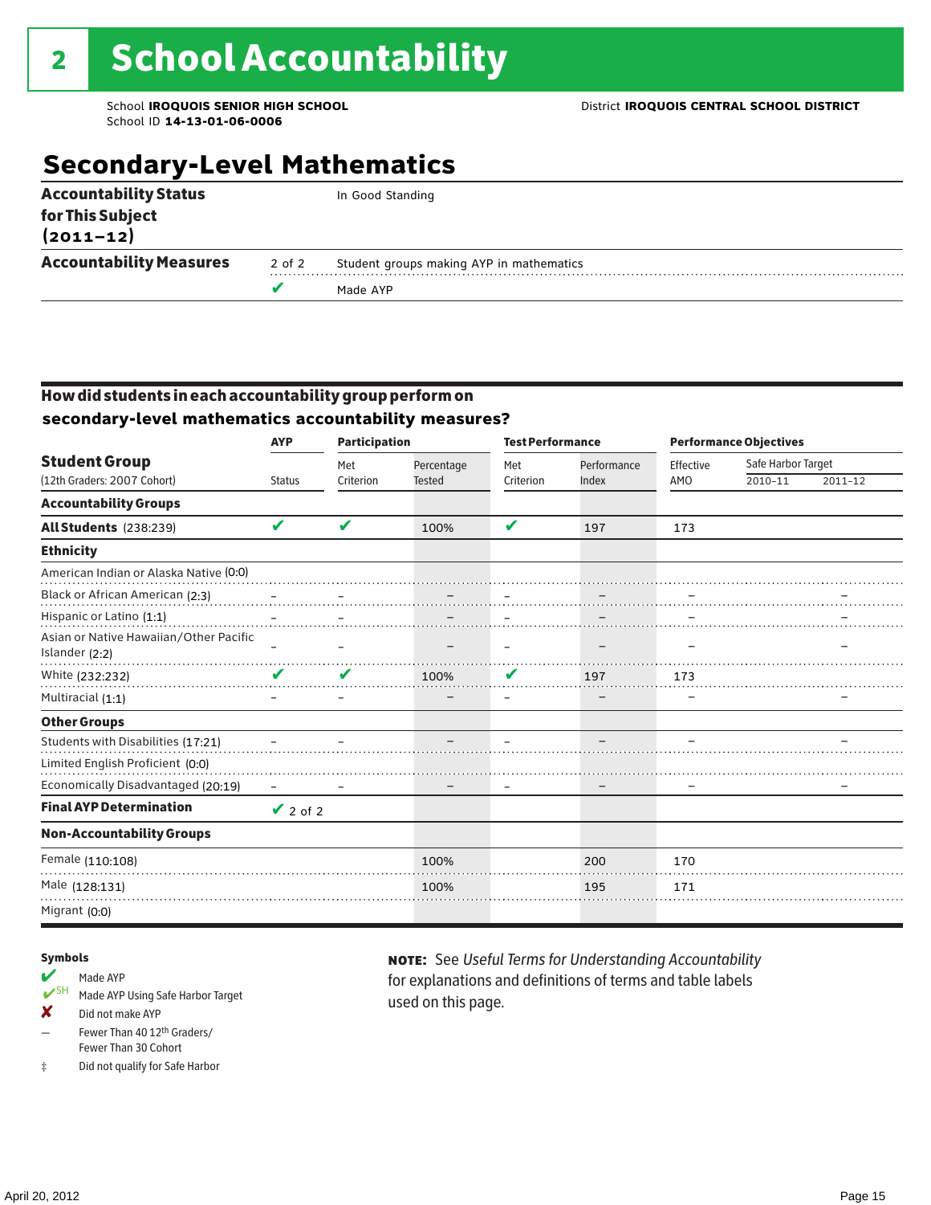# 2 School Accountability

School **IROQUOIS SENIOR HIGH SCHOOL**
School ID **14-13-01-06-0006**

District **IROQUOIS CENTRAL SCHOOL DISTRICT**

## Secondary-Level Mathematics

| | | |
|---|---|---|
| **Accountability Status for This Subject (2011–12)** | | In Good Standing |
| **Accountability Measures** | 2 of 2 | Student groups making AYP in mathematics |
| | ✔ | Made AYP |

### How did students in each accountability group perform on secondary-level mathematics accountability measures?

| Student Group (12th Graders: 2007 Cohort) | AYP Status | Participation Met Criterion | Participation Percentage Tested | Test Performance Met Criterion | Test Performance Performance Index | Performance Objectives Effective AMO | Safe Harbor Target 2010–11 | Safe Harbor Target 2011–12 |
|---|---|---|---|---|---|---|---|---|
| **Accountability Groups** | | | | | | | | |
| **All Students** (238:239) | ✔ | ✔ | 100% | ✔ | 197 | 173 | | |
| **Ethnicity** | | | | | | | | |
| American Indian or Alaska Native (0:0) | | | | | | | | |
| Black or African American (2:3) | – | – | – | – | – | – | | – |
| Hispanic or Latino (1:1) | – | – | – | – | – | – | | – |
| Asian or Native Hawaiian/Other Pacific Islander (2:2) | – | – | – | – | – | – | | – |
| White (232:232) | ✔ | ✔ | 100% | ✔ | 197 | 173 | | |
| Multiracial (1:1) | – | – | – | – | – | – | | – |
| **Other Groups** | | | | | | | | |
| Students with Disabilities (17:21) | – | – | – | – | – | – | | – |
| Limited English Proficient (0:0) | | | | | | | | |
| Economically Disadvantaged (20:19) | – | – | – | – | – | – | | – |
| **Final AYP Determination** | ✔ 2 of 2 | | | | | | | |
| **Non-Accountability Groups** | | | | | | | | |
| Female (110:108) | | | 100% | | 200 | 170 | | |
| Male (128:131) | | | 100% | | 195 | 171 | | |
| Migrant (0:0) | | | | | | | | |

**Symbols**

- ✔ Made AYP
- ✔SH Made AYP Using Safe Harbor Target
- ✘ Did not make AYP
- – Fewer Than 40 12th Graders/ Fewer Than 30 Cohort
- ‡ Did not qualify for Safe Harbor

**NOTE:** See *Useful Terms for Understanding Accountability* for explanations and definitions of terms and table labels used on this page.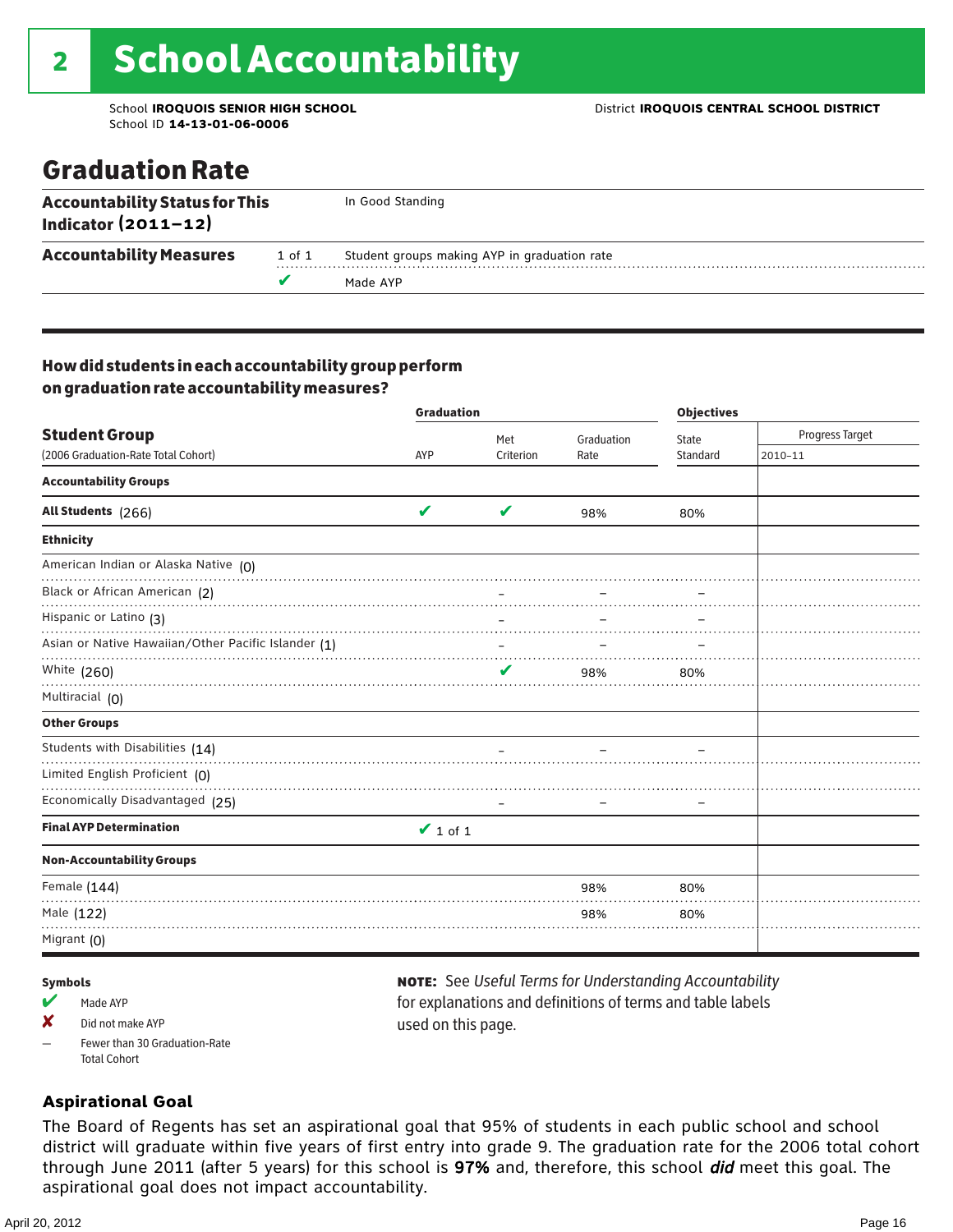# 2 School Accountability

School **IROQUOIS SENIOR HIGH SCHOOL**
School ID **14-13-01-06-0006**

District **IROQUOIS CENTRAL SCHOOL DISTRICT**

## Graduation Rate

| | | |
|---|---|---|
| **Accountability Status for This Indicator (2011–12)** | | In Good Standing |
| **Accountability Measures** | 1 of 1 | Student groups making AYP in graduation rate |
| | ✔ | Made AYP |

### How did students in each accountability group perform on graduation rate accountability measures?

| Student Group (2006 Graduation-Rate Total Cohort) | Graduation AYP | Met Criterion | Graduation Rate | Objectives State Standard | Progress Target 2010–11 |
|---|---|---|---|---|---|
| **Accountability Groups** | | | | | |
| **All Students** (266) | ✔ | ✔ | 98% | 80% | |
| **Ethnicity** | | | | | |
| American Indian or Alaska Native (0) | | | | | |
| Black or African American (2) | | – | – | – | |
| Hispanic or Latino (3) | | – | – | – | |
| Asian or Native Hawaiian/Other Pacific Islander (1) | | – | – | – | |
| White (260) | | ✔ | 98% | 80% | |
| Multiracial (0) | | | | | |
| **Other Groups** | | | | | |
| Students with Disabilities (14) | | – | – | – | |
| Limited English Proficient (0) | | | | | |
| Economically Disadvantaged (25) | | – | – | – | |
| **Final AYP Determination** | ✔ 1 of 1 | | | | |
| **Non-Accountability Groups** | | | | | |
| Female (144) | | | 98% | 80% | |
| Male (122) | | | 98% | 80% | |
| Migrant (0) | | | | | |

**Symbols**

- ✔ Made AYP
- ✘ Did not make AYP
- – Fewer than 30 Graduation-Rate Total Cohort

**NOTE:** See *Useful Terms for Understanding Accountability* for explanations and definitions of terms and table labels used on this page.

### Aspirational Goal

The Board of Regents has set an aspirational goal that 95% of students in each public school and school district will graduate within five years of first entry into grade 9. The graduation rate for the 2006 total cohort through June 2011 (after 5 years) for this school is **97%** and, therefore, this school ***did*** meet this goal. The aspirational goal does not impact accountability.

April 20, 2012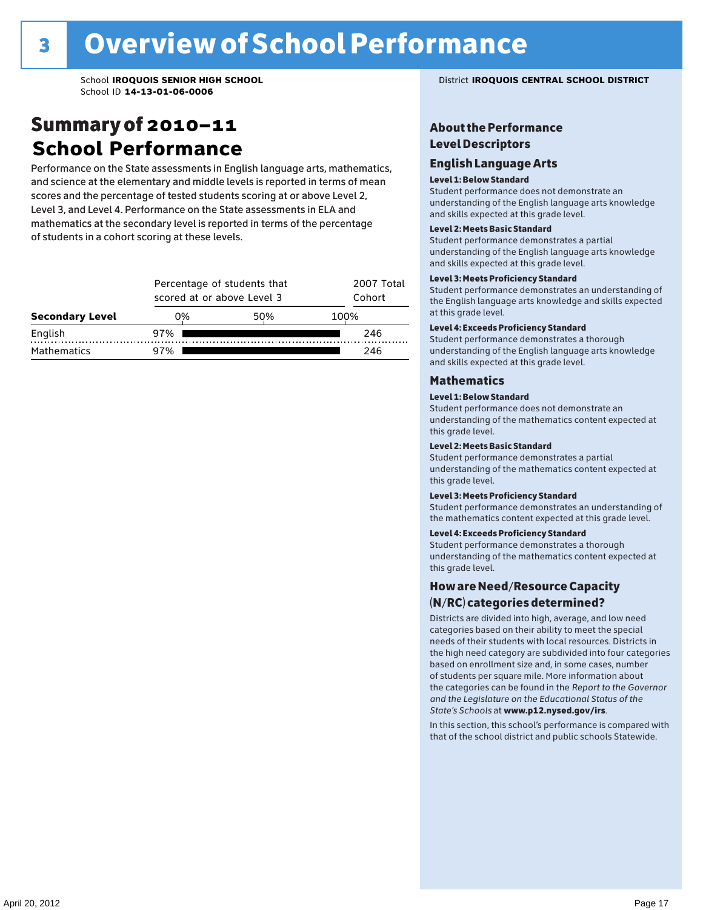# 3 Overview of School Performance

School **IROQUOIS SENIOR HIGH SCHOOL**
School ID **14-13-01-06-0006**

District **IROQUOIS CENTRAL SCHOOL DISTRICT**

## Summary of 2010–11 School Performance

Performance on the State assessments in English language arts, mathematics, and science at the elementary and middle levels is reported in terms of mean scores and the percentage of tested students scoring at or above Level 2, Level 3, and Level 4. Performance on the State assessments in ELA and mathematics at the secondary level is reported in terms of the percentage of students in a cohort scoring at these levels.

Percentage of students that scored at or above Level 3

2007 Total Cohort

**Secondary Level**

0%
50%
100%

English 97% 246
Mathematics 97% 246

## About the Performance Level Descriptors

### English Language Arts

**Level 1: Below Standard**
Student performance does not demonstrate an understanding of the English language arts knowledge and skills expected at this grade level.

**Level 2: Meets Basic Standard**
Student performance demonstrates a partial understanding of the English language arts knowledge and skills expected at this grade level.

**Level 3: Meets Proficiency Standard**
Student performance demonstrates an understanding of the English language arts knowledge and skills expected at this grade level.

**Level 4: Exceeds Proficiency Standard**
Student performance demonstrates a thorough understanding of the English language arts knowledge and skills expected at this grade level.

### Mathematics

**Level 1: Below Standard**
Student performance does not demonstrate an understanding of the mathematics content expected at this grade level.

**Level 2: Meets Basic Standard**
Student performance demonstrates a partial understanding of the mathematics content expected at this grade level.

**Level 3: Meets Proficiency Standard**
Student performance demonstrates an understanding of the mathematics content expected at this grade level.

**Level 4: Exceeds Proficiency Standard**
Student performance demonstrates a thorough understanding of the mathematics content expected at this grade level.

### How are Need/Resource Capacity (N/RC) categories determined?

Districts are divided into high, average, and low need categories based on their ability to meet the special needs of their students with local resources. Districts in the high need category are subdivided into four categories based on enrollment size and, in some cases, number of students per square mile. More information about the categories can be found in the *Report to the Governor and the Legislature on the Educational Status of the State's Schools* at **www.p12.nysed.gov/irs**.

In this section, this school's performance is compared with that of the school district and public schools Statewide.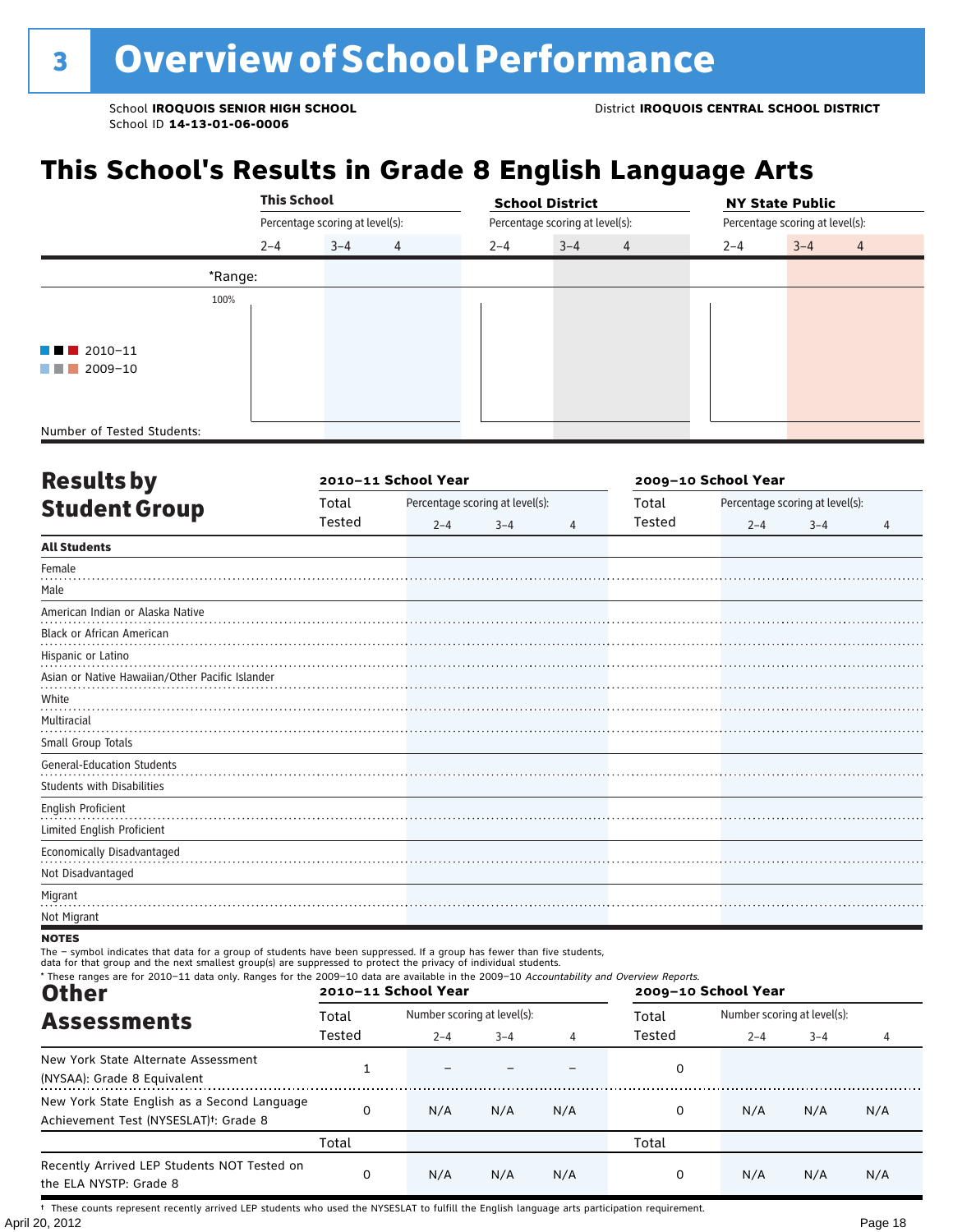# 3 Overview of School Performance

School **IROQUOIS SENIOR HIGH SCHOOL**
School ID **14-13-01-06-0006**

District **IROQUOIS CENTRAL SCHOOL DISTRICT**

## This School's Results in Grade 8 English Language Arts

| | This School | | | School District | | | NY State Public | | |
|---|---|---|---|---|---|---|---|---|---|
| | Percentage scoring at level(s): | | | Percentage scoring at level(s): | | | Percentage scoring at level(s): | | |
| | 2–4 | 3–4 | 4 | 2–4 | 3–4 | 4 | 2–4 | 3–4 | 4 |
| *Range: | | | | | | | | | |
| Number of Tested Students: | | | | | | | | | |

100%

2010–11
2009–10

## Results by Student Group

| | 2010–11 School Year | | | | 2009–10 School Year | | | |
|---|---|---|---|---|---|---|---|---|
| | Total Tested | Percentage scoring at level(s): 2–4 | 3–4 | 4 | Total Tested | Percentage scoring at level(s): 2–4 | 3–4 | 4 |
| **All Students** | | | | | | | | |
| Female | | | | | | | | |
| Male | | | | | | | | |
| American Indian or Alaska Native | | | | | | | | |
| Black or African American | | | | | | | | |
| Hispanic or Latino | | | | | | | | |
| Asian or Native Hawaiian/Other Pacific Islander | | | | | | | | |
| White | | | | | | | | |
| Multiracial | | | | | | | | |
| Small Group Totals | | | | | | | | |
| General-Education Students | | | | | | | | |
| Students with Disabilities | | | | | | | | |
| English Proficient | | | | | | | | |
| Limited English Proficient | | | | | | | | |
| Economically Disadvantaged | | | | | | | | |
| Not Disadvantaged | | | | | | | | |
| Migrant | | | | | | | | |
| Not Migrant | | | | | | | | |

**NOTES**

The – symbol indicates that data for a group of students have been suppressed. If a group has fewer than five students, data for that group and the next smallest group(s) are suppressed to protect the privacy of individual students.

\* These ranges are for 2010–11 data only. Ranges for the 2009–10 data are available in the 2009–10 *Accountability and Overview Reports*.

## Other Assessments

| | 2010–11 School Year | | | | 2009–10 School Year | | | |
|---|---|---|---|---|---|---|---|---|
| | Total Tested | Number scoring at level(s): 2–4 | 3–4 | 4 | Total Tested | Number scoring at level(s): 2–4 | 3–4 | 4 |
| New York State Alternate Assessment (NYSAA): Grade 8 Equivalent | 1 | – | – | – | 0 | | | |
| New York State English as a Second Language Achievement Test (NYSESLAT)†: Grade 8 | 0 | N/A | N/A | N/A | 0 | N/A | N/A | N/A |
| | Total | | | | Total | | | |
| Recently Arrived LEP Students NOT Tested on the ELA NYSTP: Grade 8 | 0 | N/A | N/A | N/A | 0 | N/A | N/A | N/A |

† These counts represent recently arrived LEP students who used the NYSESLAT to fulfill the English language arts participation requirement.

April 20, 2012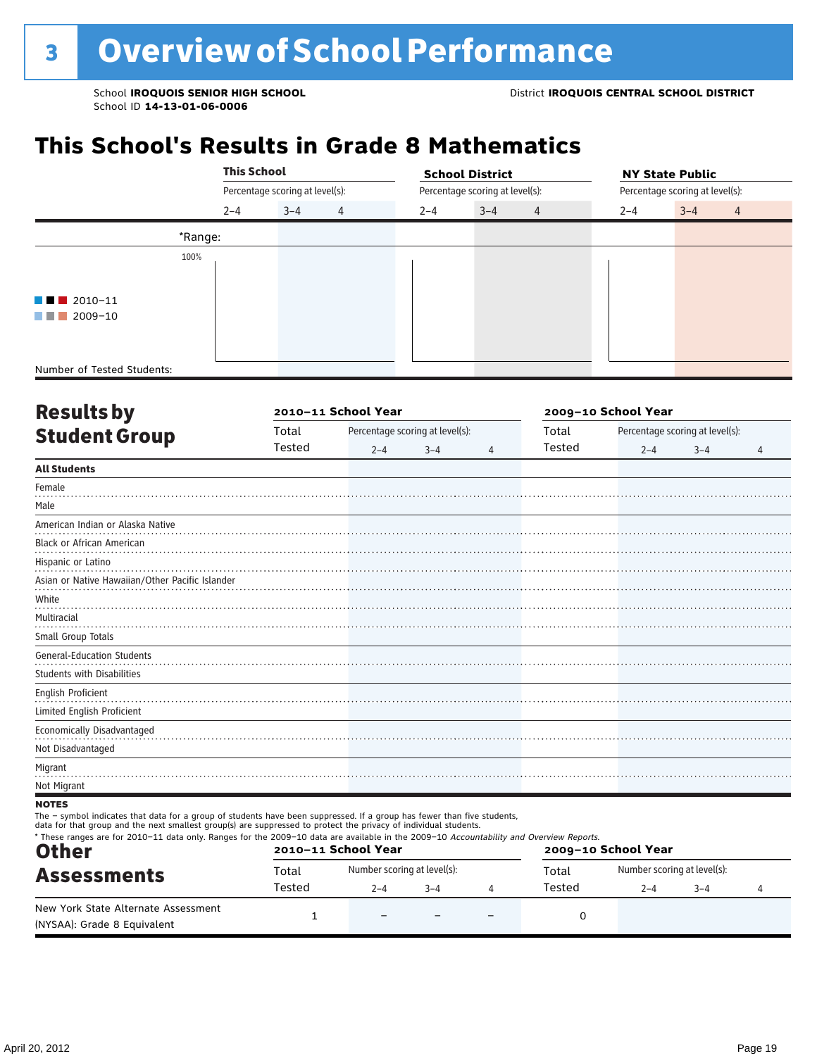# 3 Overview of School Performance

School **IROQUOIS SENIOR HIGH SCHOOL**
School ID **14-13-01-06-0006**

District **IROQUOIS CENTRAL SCHOOL DISTRICT**

## This School's Results in Grade 8 Mathematics

| | This School | | | School District | | | NY State Public | | |
|---|---|---|---|---|---|---|---|---|---|
| | Percentage scoring at level(s): | | | Percentage scoring at level(s): | | | Percentage scoring at level(s): | | |
| | 2–4 | 3–4 | 4 | 2–4 | 3–4 | 4 | 2–4 | 3–4 | 4 |
| *Range: | | | | | | | | | |
| Number of Tested Students: | | | | | | | | | |

100%

2010–11
2009–10

## Results by Student Group

| | 2010–11 School Year | | | | 2009–10 School Year | | | |
|---|---|---|---|---|---|---|---|---|
| | Total Tested | Percentage scoring at level(s): 2–4 | 3–4 | 4 | Total Tested | Percentage scoring at level(s): 2–4 | 3–4 | 4 |
| **All Students** | | | | | | | | |
| Female | | | | | | | | |
| Male | | | | | | | | |
| American Indian or Alaska Native | | | | | | | | |
| Black or African American | | | | | | | | |
| Hispanic or Latino | | | | | | | | |
| Asian or Native Hawaiian/Other Pacific Islander | | | | | | | | |
| White | | | | | | | | |
| Multiracial | | | | | | | | |
| Small Group Totals | | | | | | | | |
| General-Education Students | | | | | | | | |
| Students with Disabilities | | | | | | | | |
| English Proficient | | | | | | | | |
| Limited English Proficient | | | | | | | | |
| Economically Disadvantaged | | | | | | | | |
| Not Disadvantaged | | | | | | | | |
| Migrant | | | | | | | | |
| Not Migrant | | | | | | | | |

**NOTES**

The – symbol indicates that data for a group of students have been suppressed. If a group has fewer than five students, data for that group and the next smallest group(s) are suppressed to protect the privacy of individual students.

\* These ranges are for 2010–11 data only. Ranges for the 2009–10 data are available in the 2009–10 *Accountability and Overview Reports*.

## Other Assessments

| | 2010–11 School Year | | | | 2009–10 School Year | | | |
|---|---|---|---|---|---|---|---|---|
| | Total Tested | Number scoring at level(s): 2–4 | 3–4 | 4 | Total Tested | Number scoring at level(s): 2–4 | 3–4 | 4 |
| New York State Alternate Assessment (NYSAA): Grade 8 Equivalent | 1 | – | – | – | 0 | | | |

April 20, 2012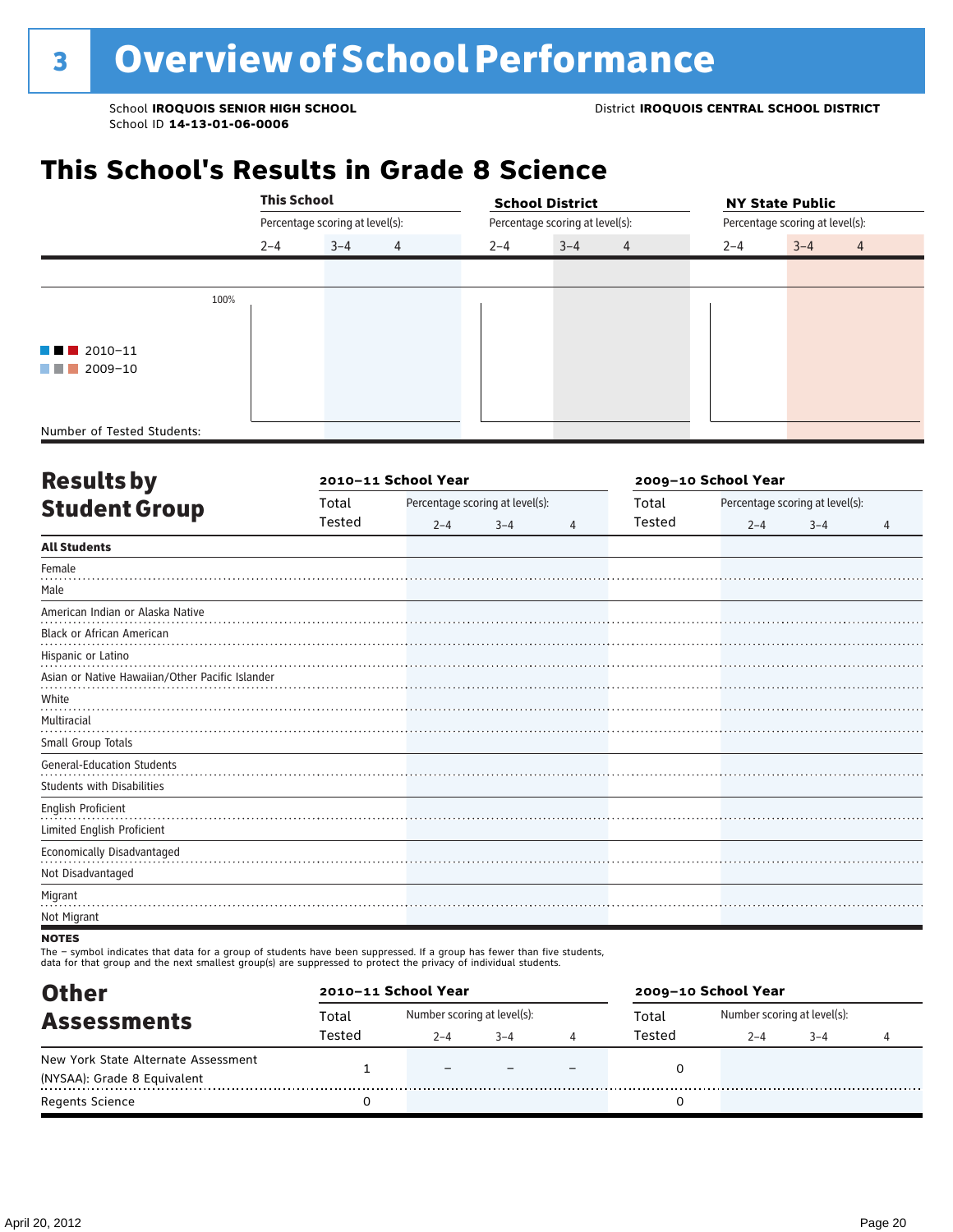# 3 Overview of School Performance

School **IROQUOIS SENIOR HIGH SCHOOL**
School ID **14-13-01-06-0006**

District **IROQUOIS CENTRAL SCHOOL DISTRICT**

## This School's Results in Grade 8 Science

This School
Percentage scoring at level(s):
2–4 3–4 4

School District
Percentage scoring at level(s):
2–4 3–4 4

NY State Public
Percentage scoring at level(s):
2–4 3–4 4

100%

2010–11
2009–10

Number of Tested Students:

## Results by Student Group

| | 2010–11 School Year | | | | 2009–10 School Year | | | |
|---|---|---|---|---|---|---|---|---|
| | Total Tested | Percentage scoring at level(s): 2–4 | 3–4 | 4 | Total Tested | Percentage scoring at level(s): 2–4 | 3–4 | 4 |
| **All Students** | | | | | | | | |
| Female | | | | | | | | |
| Male | | | | | | | | |
| American Indian or Alaska Native | | | | | | | | |
| Black or African American | | | | | | | | |
| Hispanic or Latino | | | | | | | | |
| Asian or Native Hawaiian/Other Pacific Islander | | | | | | | | |
| White | | | | | | | | |
| Multiracial | | | | | | | | |
| Small Group Totals | | | | | | | | |
| General-Education Students | | | | | | | | |
| Students with Disabilities | | | | | | | | |
| English Proficient | | | | | | | | |
| Limited English Proficient | | | | | | | | |
| Economically Disadvantaged | | | | | | | | |
| Not Disadvantaged | | | | | | | | |
| Migrant | | | | | | | | |
| Not Migrant | | | | | | | | |

**NOTES**
The – symbol indicates that data for a group of students have been suppressed. If a group has fewer than five students, data for that group and the next smallest group(s) are suppressed to protect the privacy of individual students.

## Other Assessments

| | 2010–11 School Year | | | | 2009–10 School Year | | | |
|---|---|---|---|---|---|---|---|---|
| | Total Tested | Number scoring at level(s): 2–4 | 3–4 | 4 | Total Tested | Number scoring at level(s): 2–4 | 3–4 | 4 |
| New York State Alternate Assessment (NYSAA): Grade 8 Equivalent | 1 | – | – | – | 0 | | | |
| Regents Science | 0 | | | | 0 | | | |

April 20, 2012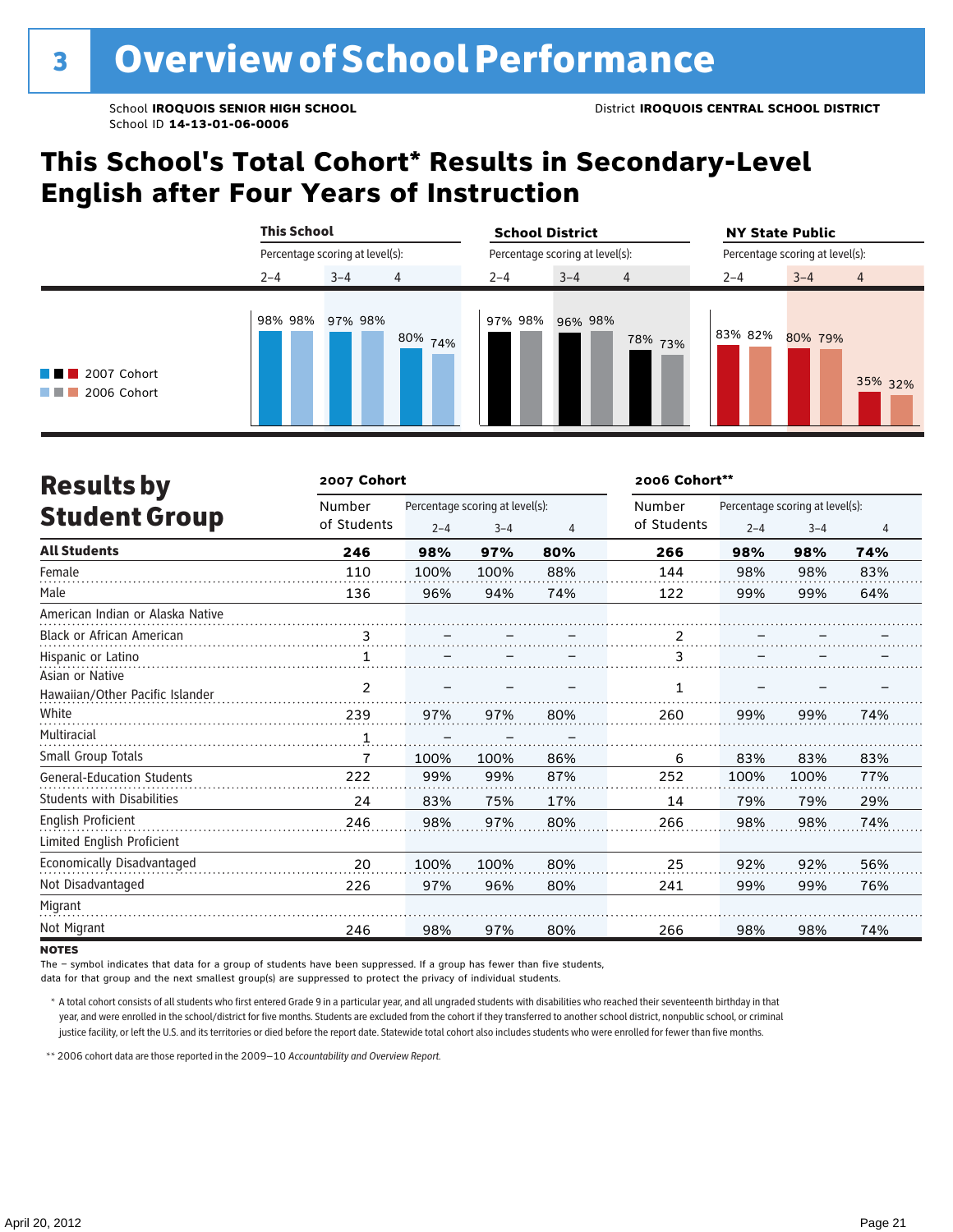# 3 Overview of School Performance

School **IROQUOIS SENIOR HIGH SCHOOL**
School ID **14-13-01-06-0006**

District **IROQUOIS CENTRAL SCHOOL DISTRICT**

## This School's Total Cohort* Results in Secondary-Level English after Four Years of Instruction

This School
Percentage scoring at level(s):
2–4 3–4 4
98% 98% 97% 98% 80% 74%

School District
Percentage scoring at level(s):
2–4 3–4 4
97% 98% 96% 98% 78% 73%

NY State Public
Percentage scoring at level(s):
2–4 3–4 4
83% 82% 80% 79% 35% 32%

2007 Cohort
2006 Cohort

## Results by Student Group

| | 2007 Cohort | | | | 2006 Cohort** | | | |
|---|---|---|---|---|---|---|---|---|
| | Number of Students | Percentage scoring at level(s): 2–4 | 3–4 | 4 | Number of Students | Percentage scoring at level(s): 2–4 | 3–4 | 4 |
| **All Students** | **246** | **98%** | **97%** | **80%** | **266** | **98%** | **98%** | **74%** |
| Female | 110 | 100% | 100% | 88% | 144 | 98% | 98% | 83% |
| Male | 136 | 96% | 94% | 74% | 122 | 99% | 99% | 64% |
| American Indian or Alaska Native | | | | | | | | |
| Black or African American | 3 | – | – | – | 2 | – | – | – |
| Hispanic or Latino | 1 | – | – | – | 3 | – | – | – |
| Asian or Native Hawaiian/Other Pacific Islander | 2 | – | – | – | 1 | – | – | – |
| White | 239 | 97% | 97% | 80% | 260 | 99% | 99% | 74% |
| Multiracial | 1 | – | – | – | | | | |
| Small Group Totals | 7 | 100% | 100% | 86% | 6 | 83% | 83% | 83% |
| General-Education Students | 222 | 99% | 99% | 87% | 252 | 100% | 100% | 77% |
| Students with Disabilities | 24 | 83% | 75% | 17% | 14 | 79% | 79% | 29% |
| English Proficient | 246 | 98% | 97% | 80% | 266 | 98% | 98% | 74% |
| Limited English Proficient | | | | | | | | |
| Economically Disadvantaged | 20 | 100% | 100% | 80% | 25 | 92% | 92% | 56% |
| Not Disadvantaged | 226 | 97% | 96% | 80% | 241 | 99% | 99% | 76% |
| Migrant | | | | | | | | |
| Not Migrant | 246 | 98% | 97% | 80% | 266 | 98% | 98% | 74% |

**NOTES**

The – symbol indicates that data for a group of students have been suppressed. If a group has fewer than five students, data for that group and the next smallest group(s) are suppressed to protect the privacy of individual students.

\* A total cohort consists of all students who first entered Grade 9 in a particular year, and all ungraded students with disabilities who reached their seventeenth birthday in that year, and were enrolled in the school/district for five months. Students are excluded from the cohort if they transferred to another school district, nonpublic school, or criminal justice facility, or left the U.S. and its territories or died before the report date. Statewide total cohort also includes students who were enrolled for fewer than five months.

\*\* 2006 cohort data are those reported in the 2009–10 *Accountability and Overview Report*.

April 20, 2012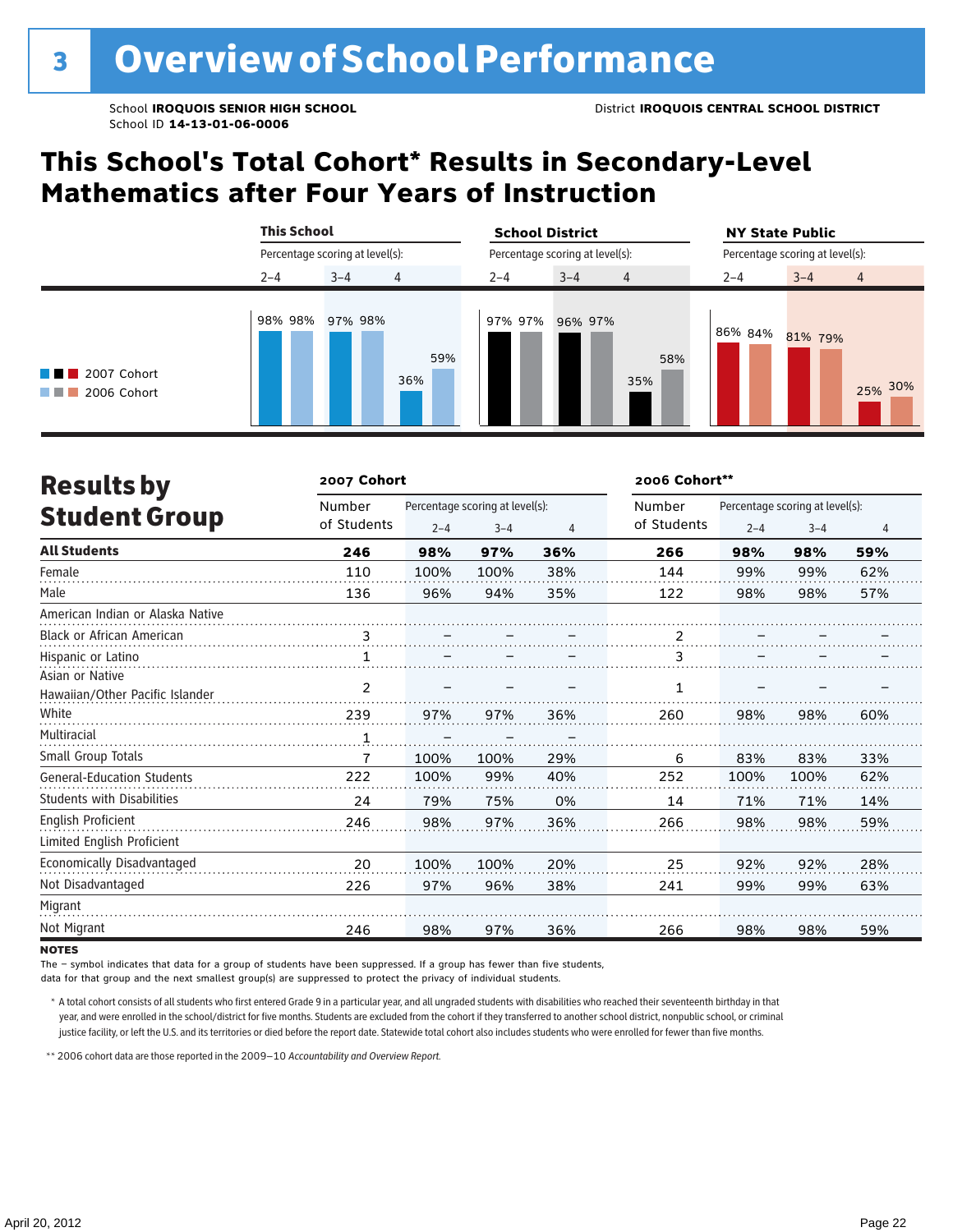# 3 Overview of School Performance

School **IROQUOIS SENIOR HIGH SCHOOL**
School ID **14-13-01-06-0006**

District **IROQUOIS CENTRAL SCHOOL DISTRICT**

## This School's Total Cohort* Results in Secondary-Level Mathematics after Four Years of Instruction

**This School**
Percentage scoring at level(s):
2–4 3–4 4
98% 98% 97% 98% 36% 59%

**School District**
Percentage scoring at level(s):
2–4 3–4 4
97% 97% 96% 97% 35% 58%

**NY State Public**
Percentage scoring at level(s):
2–4 3–4 4
86% 84% 81% 79% 25% 30%

2007 Cohort
2006 Cohort

## Results by Student Group

| | 2007 Cohort | | | | 2006 Cohort** | | | |
|---|---|---|---|---|---|---|---|---|
| | Number of Students | Percentage scoring at level(s): 2–4 | 3–4 | 4 | Number of Students | Percentage scoring at level(s): 2–4 | 3–4 | 4 |
| **All Students** | **246** | **98%** | **97%** | **36%** | **266** | **98%** | **98%** | **59%** |
| Female | 110 | 100% | 100% | 38% | 144 | 99% | 99% | 62% |
| Male | 136 | 96% | 94% | 35% | 122 | 98% | 98% | 57% |
| American Indian or Alaska Native | | | | | | | | |
| Black or African American | 3 | – | – | – | 2 | – | – | – |
| Hispanic or Latino | 1 | – | – | – | 3 | – | – | – |
| Asian or Native Hawaiian/Other Pacific Islander | 2 | – | – | – | 1 | – | – | – |
| White | 239 | 97% | 97% | 36% | 260 | 98% | 98% | 60% |
| Multiracial | 1 | – | – | – | | | | |
| Small Group Totals | 7 | 100% | 100% | 29% | 6 | 83% | 83% | 33% |
| General-Education Students | 222 | 100% | 99% | 40% | 252 | 100% | 100% | 62% |
| Students with Disabilities | 24 | 79% | 75% | 0% | 14 | 71% | 71% | 14% |
| English Proficient | 246 | 98% | 97% | 36% | 266 | 98% | 98% | 59% |
| Limited English Proficient | | | | | | | | |
| Economically Disadvantaged | 20 | 100% | 100% | 20% | 25 | 92% | 92% | 28% |
| Not Disadvantaged | 226 | 97% | 96% | 38% | 241 | 99% | 99% | 63% |
| Migrant | | | | | | | | |
| Not Migrant | 246 | 98% | 97% | 36% | 266 | 98% | 98% | 59% |

**NOTES**

The – symbol indicates that data for a group of students have been suppressed. If a group has fewer than five students, data for that group and the next smallest group(s) are suppressed to protect the privacy of individual students.

\* A total cohort consists of all students who first entered Grade 9 in a particular year, and all ungraded students with disabilities who reached their seventeenth birthday in that year, and were enrolled in the school/district for five months. Students are excluded from the cohort if they transferred to another school district, nonpublic school, or criminal justice facility, or left the U.S. and its territories or died before the report date. Statewide total cohort also includes students who were enrolled for fewer than five months.

\*\* 2006 cohort data are those reported in the 2009–10 *Accountability and Overview Report.*

April 20, 2012